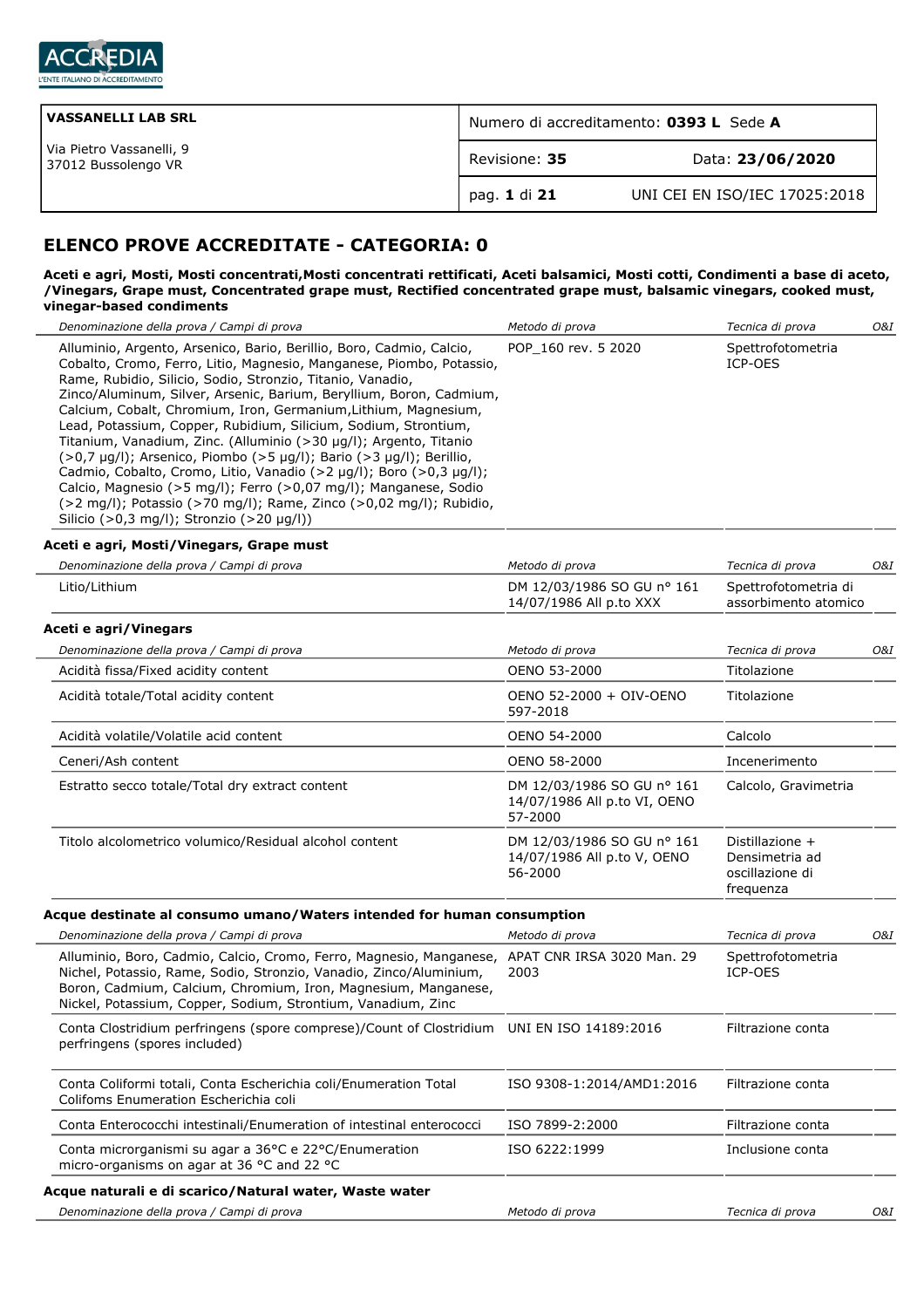| VASSANELLI LAB SRL | Numero di accreditamento: **0393 L** Sede **A** | |
|---|---|---|
| Via Pietro Vassanelli, 9<br>37012 Bussolengo VR | Revisione: **35** | Data: **23/06/2020** |
| | | UNI CEI EN ISO/IEC 17025:2018 |

## ELENCO PROVE ACCREDITATE - CATEGORIA: 0

**Aceti e agri, Mosti, Mosti concentrati,Mosti concentrati rettificati, Aceti balsamici, Mosti cotti, Condimenti a base di aceto, /Vinegars, Grape must, Concentrated grape must, Rectified concentrated grape must, balsamic vinegars, cooked must, vinegar-based condiments**

| *Denominazione della prova / Campi di prova* | *Metodo di prova* | *Tecnica di prova* | *O&I* |
|---|---|---|---|
| Alluminio, Argento, Arsenico, Bario, Berillio, Boro, Cadmio, Calcio, Cobalto, Cromo, Ferro, Litio, Magnesio, Manganese, Piombo, Potassio, Rame, Rubidio, Silicio, Sodio, Stronzio, Titanio, Vanadio, Zinco/Aluminum, Silver, Arsenic, Barium, Beryllium, Boron, Cadmium, Calcium, Cobalt, Chromium, Iron, Germanium,Lithium, Magnesium, Lead, Potassium, Copper, Rubidium, Silicium, Sodium, Strontium, Titanium, Vanadium, Zinc. (Alluminio (>30 µg/l); Argento, Titanio (>0,7 µg/l); Arsenico, Piombo (>5 µg/l); Bario (>3 µg/l); Berillio, Cadmio, Cobalto, Cromo, Litio, Vanadio (>2 µg/l); Boro (>0,3 µg/l); Calcio, Magnesio (>5 mg/l); Ferro (>0,07 mg/l); Manganese, Sodio (>2 mg/l); Potassio (>70 mg/l); Rame, Zinco (>0,02 mg/l); Rubidio, Silicio (>0,3 mg/l); Stronzio (>20 µg/l)) | POP_160 rev. 5 2020 | Spettrofotometria ICP-OES | |

**Aceti e agri, Mosti/Vinegars, Grape must**

| *Denominazione della prova / Campi di prova* | *Metodo di prova* | *Tecnica di prova* | *O&I* |
|---|---|---|---|
| Litio/Lithium | DM 12/03/1986 SO GU n° 161 14/07/1986 All p.to XXX | Spettrofotometria di assorbimento atomico | |

**Aceti e agri/Vinegars**

| *Denominazione della prova / Campi di prova* | *Metodo di prova* | *Tecnica di prova* | *O&I* |
|---|---|---|---|
| Acidità fissa/Fixed acidity content | OENO 53-2000 | Titolazione | |
| Acidità totale/Total acidity content | OENO 52-2000 + OIV-OENO 597-2018 | Titolazione | |
| Acidità volatile/Volatile acid content | OENO 54-2000 | Calcolo | |
| Ceneri/Ash content | OENO 58-2000 | Incenerimento | |
| Estratto secco totale/Total dry extract content | DM 12/03/1986 SO GU n° 161 14/07/1986 All p.to VI, OENO 57-2000 | Calcolo, Gravimetria | |
| Titolo alcolometrico volumico/Residual alcohol content | DM 12/03/1986 SO GU n° 161 14/07/1986 All p.to V, OENO 56-2000 | Distillazione + Densimetria ad oscillazione di frequenza | |

**Acque destinate al consumo umano/Waters intended for human consumption**

| *Denominazione della prova / Campi di prova* | *Metodo di prova* | *Tecnica di prova* | *O&I* |
|---|---|---|---|
| Alluminio, Boro, Cadmio, Calcio, Cromo, Ferro, Magnesio, Manganese, Nichel, Potassio, Rame, Sodio, Stronzio, Vanadio, Zinco/Aluminium, Boron, Cadmium, Calcium, Chromium, Iron, Magnesium, Manganese, Nickel, Potassium, Copper, Sodium, Strontium, Vanadium, Zinc | APAT CNR IRSA 3020 Man. 29 2003 | Spettrofotometria ICP-OES | |
| Conta Clostridium perfringens (spore comprese)/Count of Clostridium perfringens (spores included) | UNI EN ISO 14189:2016 | Filtrazione conta | |
| Conta Coliformi totali, Conta Escherichia coli/Enumeration Total Colifoms Enumeration Escherichia coli | ISO 9308-1:2014/AMD1:2016 | Filtrazione conta | |
| Conta Enterococchi intestinali/Enumeration of intestinal enterococci | ISO 7899-2:2000 | Filtrazione conta | |
| Conta microrganismi su agar a 36°C e 22°C/Enumeration micro-organisms on agar at 36 °C and 22 °C | ISO 6222:1999 | Inclusione conta | |

**Acque naturali e di scarico/Natural water, Waste water**

| *Denominazione della prova / Campi di prova* | *Metodo di prova* | *Tecnica di prova* | *O&I* |
|---|---|---|---|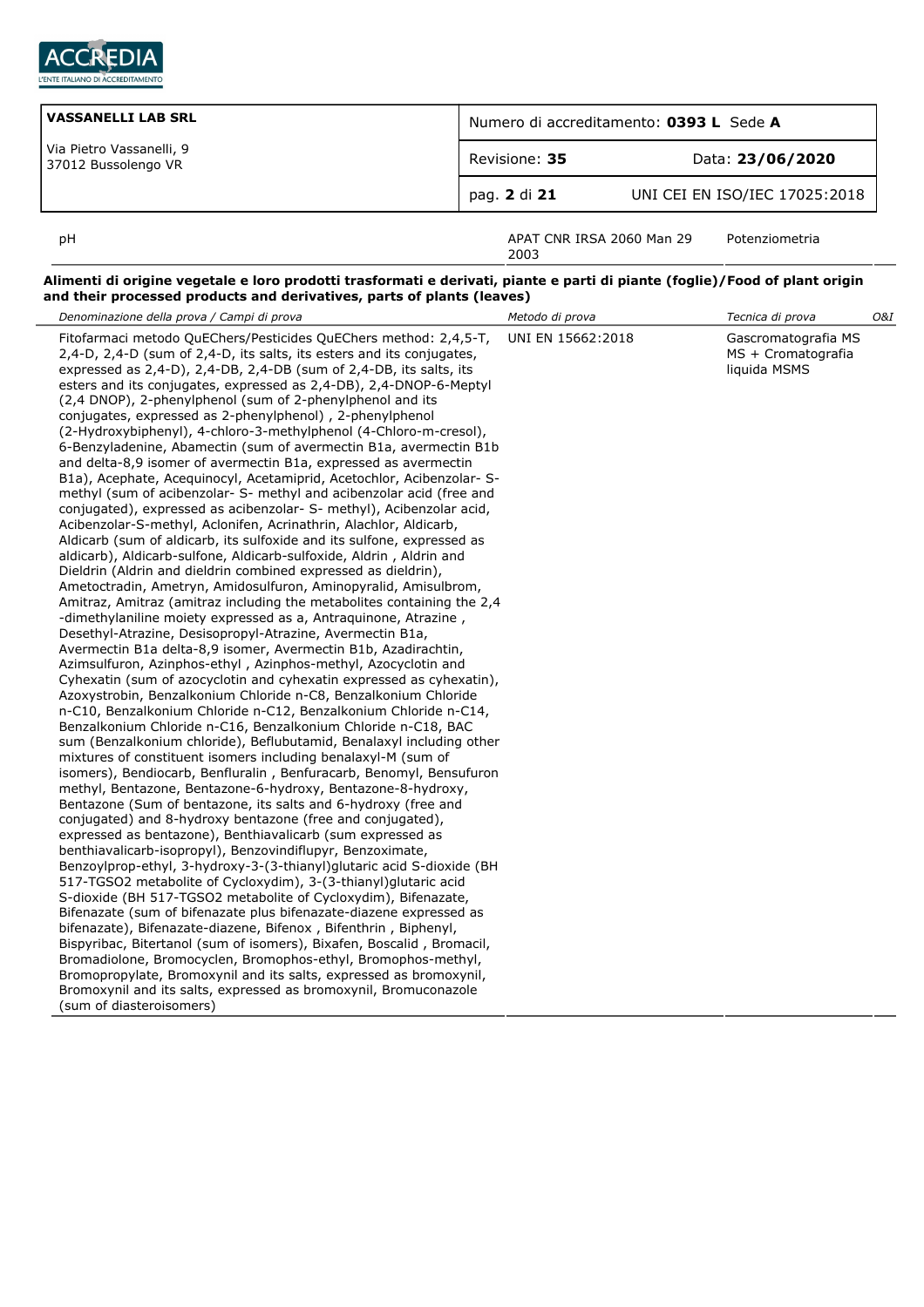| | | | |
|---|---|---|---|
| pH | APAT CNR IRSA 2060 Man 29 2003 | Potenziometria | |

**Alimenti di origine vegetale e loro prodotti trasformati e derivati, piante e parti di piante (foglie)/Food of plant origin and their processed products and derivatives, parts of plants (leaves)**

| *Denominazione della prova / Campi di prova* | *Metodo di prova* | *Tecnica di prova* | *O&I* |
|---|---|---|---|
| Fitofarmaci metodo QuEChers/Pesticides QuEChers method: 2,4,5-T, 2,4-D, 2,4-D (sum of 2,4-D, its salts, its esters and its conjugates, expressed as 2,4-D), 2,4-DB, 2,4-DB (sum of 2,4-DB, its salts, its esters and its conjugates, expressed as 2,4-DB), 2,4-DNOP-6-Meptyl (2,4 DNOP), 2-phenylphenol (sum of 2-phenylphenol and its conjugates, expressed as 2-phenylphenol) , 2-phenylphenol (2-Hydroxybiphenyl), 4-chloro-3-methylphenol (4-Chloro-m-cresol), 6-Benzyladenine, Abamectin (sum of avermectin B1a, avermectin B1b and delta-8,9 isomer of avermectin B1a, expressed as avermectin B1a), Acephate, Acequinocyl, Acetamiprid, Acetochlor, Acibenzolar- S-methyl (sum of acibenzolar- S- methyl and acibenzolar acid (free and conjugated), expressed as acibenzolar- S- methyl), Acibenzolar acid, Acibenzolar-S-methyl, Aclonifen, Acrinathrin, Alachlor, Aldicarb, Aldicarb (sum of aldicarb, its sulfoxide and its sulfone, expressed as aldicarb), Aldicarb-sulfone, Aldicarb-sulfoxide, Aldrin , Aldrin and Dieldrin (Aldrin and dieldrin combined expressed as dieldrin), Ametoctradin, Ametryn, Amidosulfuron, Aminopyralid, Amisulbrom, Amitraz, Amitraz (amitraz including the metabolites containing the 2,4 -dimethylaniline moiety expressed as a, Antraquinone, Atrazine , Desethyl-Atrazine, Desisopropyl-Atrazine, Avermectin B1a, Avermectin B1a delta-8,9 isomer, Avermectin B1b, Azadirachtin, Azimsulfuron, Azinphos-ethyl , Azinphos-methyl, Azocyclotin and Cyhexatin (sum of azocyclotin and cyhexatin expressed as cyhexatin), Azoxystrobin, Benzalkonium Chloride n-C8, Benzalkonium Chloride n-C10, Benzalkonium Chloride n-C12, Benzalkonium Chloride n-C14, Benzalkonium Chloride n-C16, Benzalkonium Chloride n-C18, BAC sum (Benzalkonium chloride), Beflubutamid, Benalaxyl including other mixtures of constituent isomers including benalaxyl-M (sum of isomers), Bendiocarb, Benfluralin , Benfuracarb, Benomyl, Bensufuron methyl, Bentazone, Bentazone-6-hydroxy, Bentazone-8-hydroxy, Bentazone (Sum of bentazone, its salts and 6-hydroxy (free and conjugated) and 8-hydroxy bentazone (free and conjugated), expressed as bentazone), Benthiavalicarb (sum expressed as benthiavalicarb-isopropyl), Benzovindiflupyr, Benzoximate, Benzoylprop-ethyl, 3-hydroxy-3-(3-thianyl)glutaric acid S-dioxide (BH 517-TGSO2 metabolite of Cycloxydim), 3-(3-thianyl)glutaric acid S-dioxide (BH 517-TGSO2 metabolite of Cycloxydim), Bifenazate, Bifenazate (sum of bifenazate plus bifenazate-diazene expressed as bifenazate), Bifenazate-diazene, Bifenox , Bifenthrin , Biphenyl, Bispyribac, Bitertanol (sum of isomers), Bixafen, Boscalid , Bromacil, Bromadiolone, Bromocyclen, Bromophos-ethyl, Bromophos-methyl, Bromopropylate, Bromoxynil and its salts, expressed as bromoxynil, Bromoxynil and its salts, expressed as bromoxynil, Bromuconazole (sum of diasteroisomers) | UNI EN 15662:2018 | Gascromatografia MS MS + Cromatografia liquida MSMS | |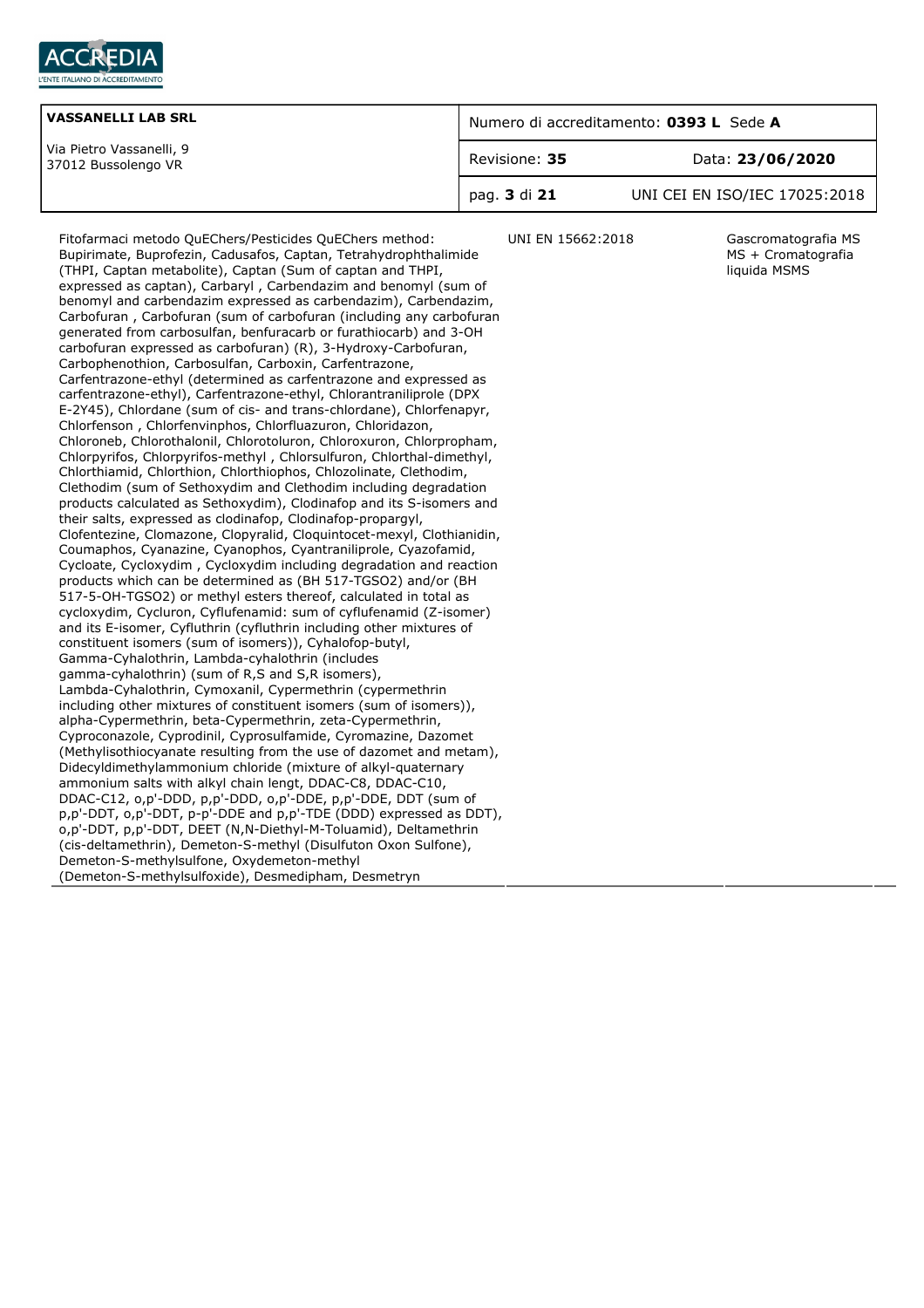| | | |
|---|---|---|
| Fitofarmaci metodo QuEChers/Pesticides QuEChers method: Bupirimate, Buprofezin, Cadusafos, Captan, Tetrahydrophthalimide (THPI, Captan metabolite), Captan (Sum of captan and THPI, expressed as captan), Carbaryl , Carbendazim and benomyl (sum of benomyl and carbendazim expressed as carbendazim), Carbendazim, Carbofuran , Carbofuran (sum of carbofuran (including any carbofuran generated from carbosulfan, benfuracarb or furathiocarb) and 3-OH carbofuran expressed as carbofuran) (R), 3-Hydroxy-Carbofuran, Carbophenothion, Carbosulfan, Carboxin, Carfentrazone, Carfentrazone-ethyl (determined as carfentrazone and expressed as carfentrazone-ethyl), Carfentrazone-ethyl, Chlorantraniliprole (DPX E-2Y45), Chlordane (sum of cis- and trans-chlordane), Chlorfenapyr, Chlorfenson , Chlorfenvinphos, Chlorfluazuron, Chloridazon, Chloroneb, Chlorothalonil, Chlorotoluron, Chloroxuron, Chlorpropham, Chlorpyrifos, Chlorpyrifos-methyl , Chlorsulfuron, Chlorthal-dimethyl, Chlorthiamid, Chlorthion, Chlorthiophos, Chlozolinate, Clethodim, Clethodim (sum of Sethoxydim and Clethodim including degradation products calculated as Sethoxydim), Clodinafop and its S-isomers and their salts, expressed as clodinafop, Clodinafop-propargyl, Clofentezine, Clomazone, Clopyralid, Cloquintocet-mexyl, Clothianidin, Coumaphos, Cyanazine, Cyanophos, Cyantraniliprole, Cyazofamid, Cycloate, Cycloxydim , Cycloxydim including degradation and reaction products which can be determined as (BH 517-TGSO2) and/or (BH 517-5-OH-TGSO2) or methyl esters thereof, calculated in total as cycloxydim, Cycluron, Cyflufenamid: sum of cyflufenamid (Z-isomer) and its E-isomer, Cyfluthrin (cyfluthrin including other mixtures of constituent isomers (sum of isomers)), Cyhalofop-butyl, Gamma-Cyhalothrin, Lambda-cyhalothrin (includes gamma-cyhalothrin) (sum of R,S and S,R isomers), Lambda-Cyhalothrin, Cymoxanil, Cypermethrin (cypermethrin including other mixtures of constituent isomers (sum of isomers)), alpha-Cypermethrin, beta-Cypermethrin, zeta-Cypermethrin, Cyproconazole, Cyprodinil, Cyprosulfamide, Cyromazine, Dazomet (Methylisothiocyanate resulting from the use of dazomet and metam), Didecyldimethylammonium chloride (mixture of alkyl-quaternary ammonium salts with alkyl chain lengt, DDAC-C8, DDAC-C10, DDAC-C12, o,p'-DDD, p,p'-DDD, o,p'-DDE, p,p'-DDE, DDT (sum of p,p'-DDT, o,p'-DDT, p-p'-DDE and p,p'-TDE (DDD) expressed as DDT), o,p'-DDT, p,p'-DDT, DEET (N,N-Diethyl-M-Toluamid), Deltamethrin (cis-deltamethrin), Demeton-S-methyl (Disulfuton Oxon Sulfone), Demeton-S-methylsulfone, Oxydemeton-methyl (Demeton-S-methylsulfoxide), Desmedipham, Desmetryn | UNI EN 15662:2018 | Gascromatografia MS MS + Cromatografia liquida MSMS |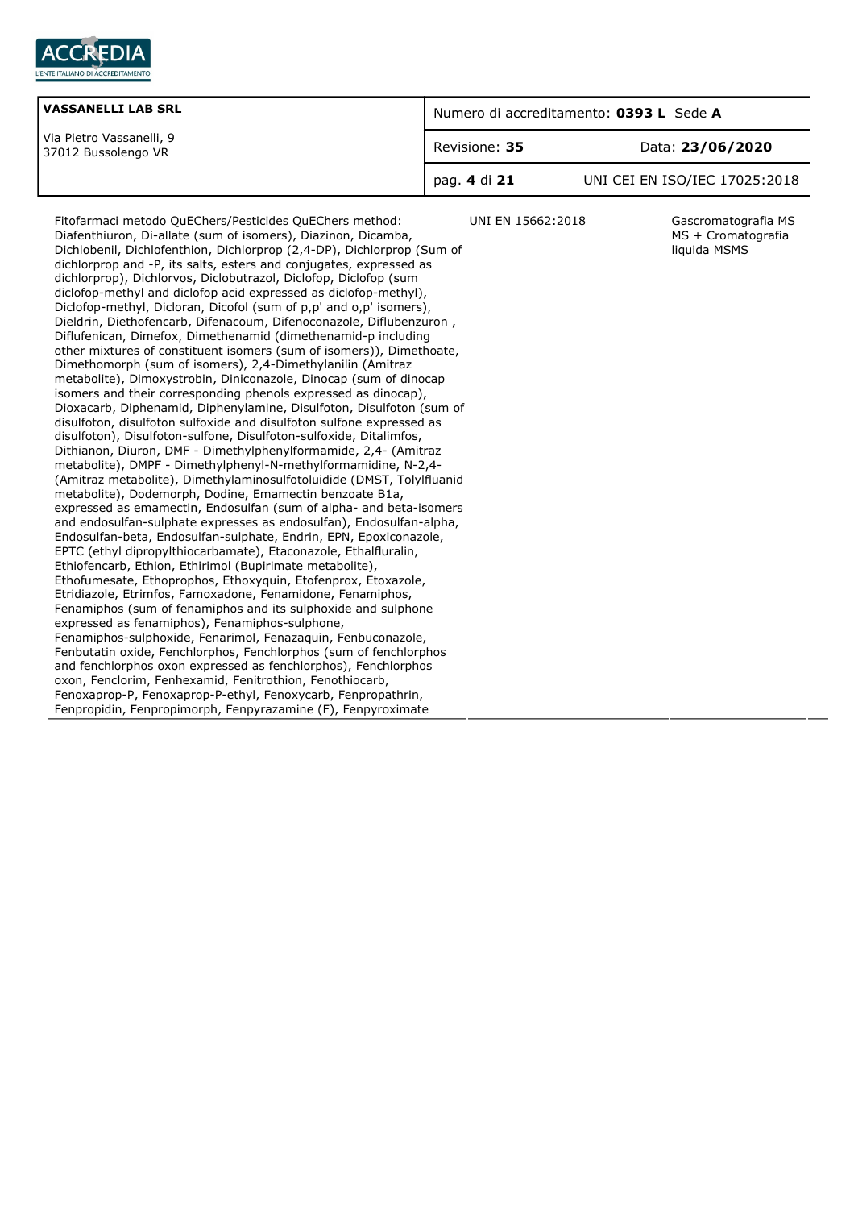| VASSANELLI LAB SRL | Numero di accreditamento: **0393 L** Sede **A** | |
|---|---|---|
| Via Pietro Vassanelli, 9<br>37012 Bussolengo VR | Revisione: **35** | Data: **23/06/2020** |
| | | UNI CEI EN ISO/IEC 17025:2018 |

| | | |
|---|---|---|
| Fitofarmaci metodo QuEChers/Pesticides QuEChers method: Diafenthiuron, Di-allate (sum of isomers), Diazinon, Dicamba, Dichlobenil, Dichlofenthion, Dichlorprop (2,4-DP), Dichlorprop (Sum of dichlorprop and -P, its salts, esters and conjugates, expressed as dichlorprop), Dichlorvos, Diclobutrazol, Diclofop, Diclofop (sum diclofop-methyl and diclofop acid expressed as diclofop-methyl), Diclofop-methyl, Dicloran, Dicofol (sum of p,p' and o,p' isomers), Dieldrin, Diethofencarb, Difenacoum, Difenoconazole, Diflubenzuron , Diflufenican, Dimefox, Dimethenamid (dimethenamid-p including other mixtures of constituent isomers (sum of isomers)), Dimethoate, Dimethomorph (sum of isomers), 2,4-Dimethylanilin (Amitraz metabolite), Dimoxystrobin, Diniconazole, Dinocap (sum of dinocap isomers and their corresponding phenols expressed as dinocap), Dioxacarb, Diphenamid, Diphenylamine, Disulfoton, Disulfoton (sum of disulfoton, disulfoton sulfoxide and disulfoton sulfone expressed as disulfoton), Disulfoton-sulfone, Disulfoton-sulfoxide, Ditalimfos, Dithianon, Diuron, DMF - Dimethylphenylformamide, 2,4- (Amitraz metabolite), DMPF - Dimethylphenyl-N-methylformamidine, N-2,4- (Amitraz metabolite), Dimethylaminosulfotoluidide (DMST, Tolylfluanid metabolite), Dodemorph, Dodine, Emamectin benzoate B1a, expressed as emamectin, Endosulfan (sum of alpha- and beta-isomers and endosulfan-sulphate expresses as endosulfan), Endosulfan-alpha, Endosulfan-beta, Endosulfan-sulphate, Endrin, EPN, Epoxiconazole, EPTC (ethyl dipropylthiocarbamate), Etaconazole, Ethalfluralin, Ethiofencarb, Ethion, Ethirimol (Bupirimate metabolite), Ethofumesate, Ethoprophos, Ethoxyquin, Etofenprox, Etoxazole, Etridiazole, Etrimfos, Famoxadone, Fenamidone, Fenamiphos, Fenamiphos (sum of fenamiphos and its sulphoxide and sulphone expressed as fenamiphos), Fenamiphos-sulphone, Fenamiphos-sulphoxide, Fenarimol, Fenazaquin, Fenbuconazole, Fenbutatin oxide, Fenchlorphos, Fenchlorphos (sum of fenchlorphos and fenchlorphos oxon expressed as fenchlorphos), Fenchlorphos oxon, Fenclorim, Fenhexamid, Fenitrothion, Fenothiocarb, Fenoxaprop-P, Fenoxaprop-P-ethyl, Fenoxycarb, Fenpropathrin, Fenpropidin, Fenpropimorph, Fenpyrazamine (F), Fenpyroximate | UNI EN 15662:2018 | Gascromatografia MS MS + Cromatografia liquida MSMS |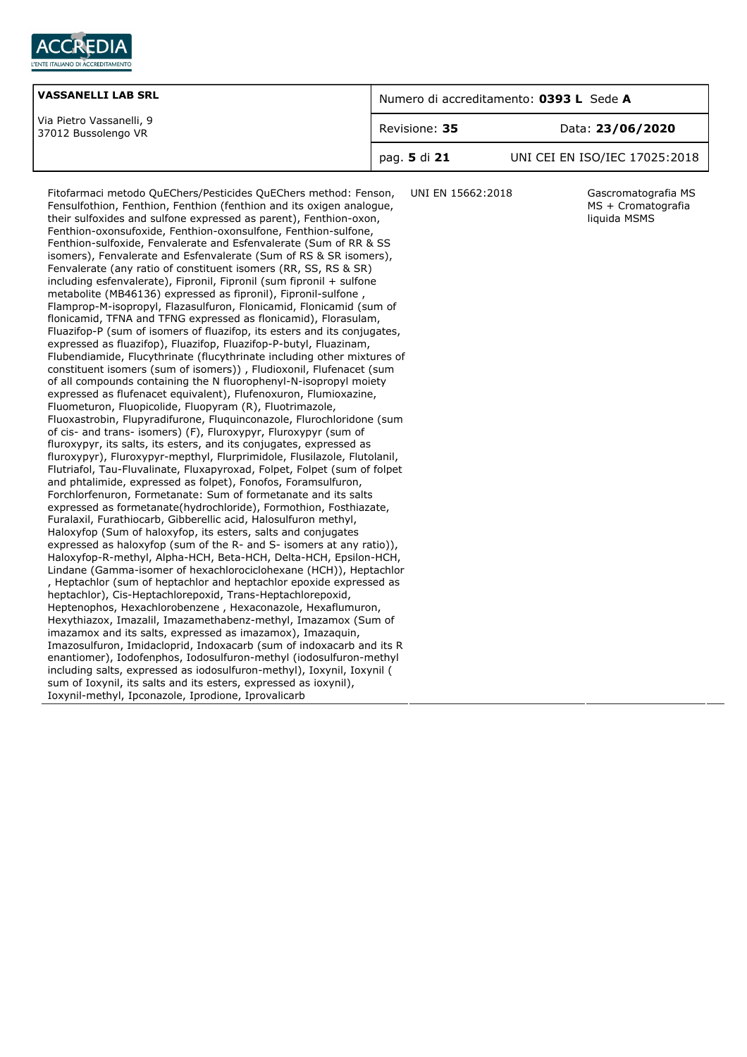| VASSANELLI LAB SRL | Numero di accreditamento: **0393 L** Sede **A** | |
|---|---|---|
| Via Pietro Vassanelli, 9<br>37012 Bussolengo VR | Revisione: **35** | Data: **23/06/2020** |
| | pag. **5** di **21** | UNI CEI EN ISO/IEC 17025:2018 |

| | | |
|---|---|---|
| Fitofarmaci metodo QuEChers/Pesticides QuEChers method: Fenson, Fensulfothion, Fenthion, Fenthion (fenthion and its oxigen analogue, their sulfoxides and sulfone expressed as parent), Fenthion-oxon, Fenthion-oxonsufoxide, Fenthion-oxonsulfone, Fenthion-sulfone, Fenthion-sulfoxide, Fenvalerate and Esfenvalerate (Sum of RR & SS isomers), Fenvalerate and Esfenvalerate (Sum of RS & SR isomers), Fenvalerate (any ratio of constituent isomers (RR, SS, RS & SR) including esfenvalerate), Fipronil, Fipronil (sum fipronil + sulfone metabolite (MB46136) expressed as fipronil), Fipronil-sulfone , Flamprop-M-isopropyl, Flazasulfuron, Flonicamid, Flonicamid (sum of flonicamid, TFNA and TFNG expressed as flonicamid), Florasulam, Fluazifop-P (sum of isomers of fluazifop, its esters and its conjugates, expressed as fluazifop), Fluazifop, Fluazifop-P-butyl, Fluazinam, Flubendiamide, Flucythrinate (flucythrinate including other mixtures of constituent isomers (sum of isomers)) , Fludioxonil, Flufenacet (sum of all compounds containing the N fluorophenyl-N-isopropyl moiety expressed as flufenacet equivalent), Flufenoxuron, Flumioxazine, Fluometuron, Fluopicolide, Fluopyram (R), Fluotrimazole, Fluoxastrobin, Flupyradifurone, Fluquinconazole, Flurochloridone (sum of cis- and trans- isomers) (F), Fluroxypyr, Fluroxypyr (sum of fluroxypyr, its salts, its esters, and its conjugates, expressed as fluroxypyr), Fluroxypyr-mepthyl, Flurprimidole, Flusilazole, Flutolanil, Flutriafol, Tau-Fluvalinate, Fluxapyroxad, Folpet, Folpet (sum of folpet and phtalimide, expressed as folpet), Fonofos, Foramsulfuron, Forchlorfenuron, Formetanate: Sum of formetanate and its salts expressed as formetanate(hydrochloride), Formothion, Fosthiazate, Furalaxil, Furathiocarb, Gibberellic acid, Halosulfuron methyl, Haloxyfop (Sum of haloxyfop, its esters, salts and conjugates expressed as haloxyfop (sum of the R- and S- isomers at any ratio)), Haloxyfop-R-methyl, Alpha-HCH, Beta-HCH, Delta-HCH, Epsilon-HCH, Lindane (Gamma-isomer of hexachlorociclohexane (HCH)), Heptachlor , Heptachlor (sum of heptachlor and heptachlor epoxide expressed as heptachlor), Cis-Heptachlorepoxid, Trans-Heptachlorepoxid, Heptenophos, Hexachlorobenzene , Hexaconazole, Hexaflumuron, Hexythiazox, Imazalil, Imazamethabenz-methyl, Imazamox (Sum of imazamox and its salts, expressed as imazamox), Imazaquin, Imazosulfuron, Imidacloprid, Indoxacarb (sum of indoxacarb and its R enantiomer), Iodofenphos, Iodosulfuron-methyl (iodosulfuron-methyl including salts, expressed as iodosulfuron-methyl), Ioxynil, Ioxynil ( sum of Ioxynil, its salts and its esters, expressed as ioxynil), Ioxynil-methyl, Ipconazole, Iprodione, Iprovalicarb | UNI EN 15662:2018 | Gascromatografia MS MS + Cromatografia liquida MSMS |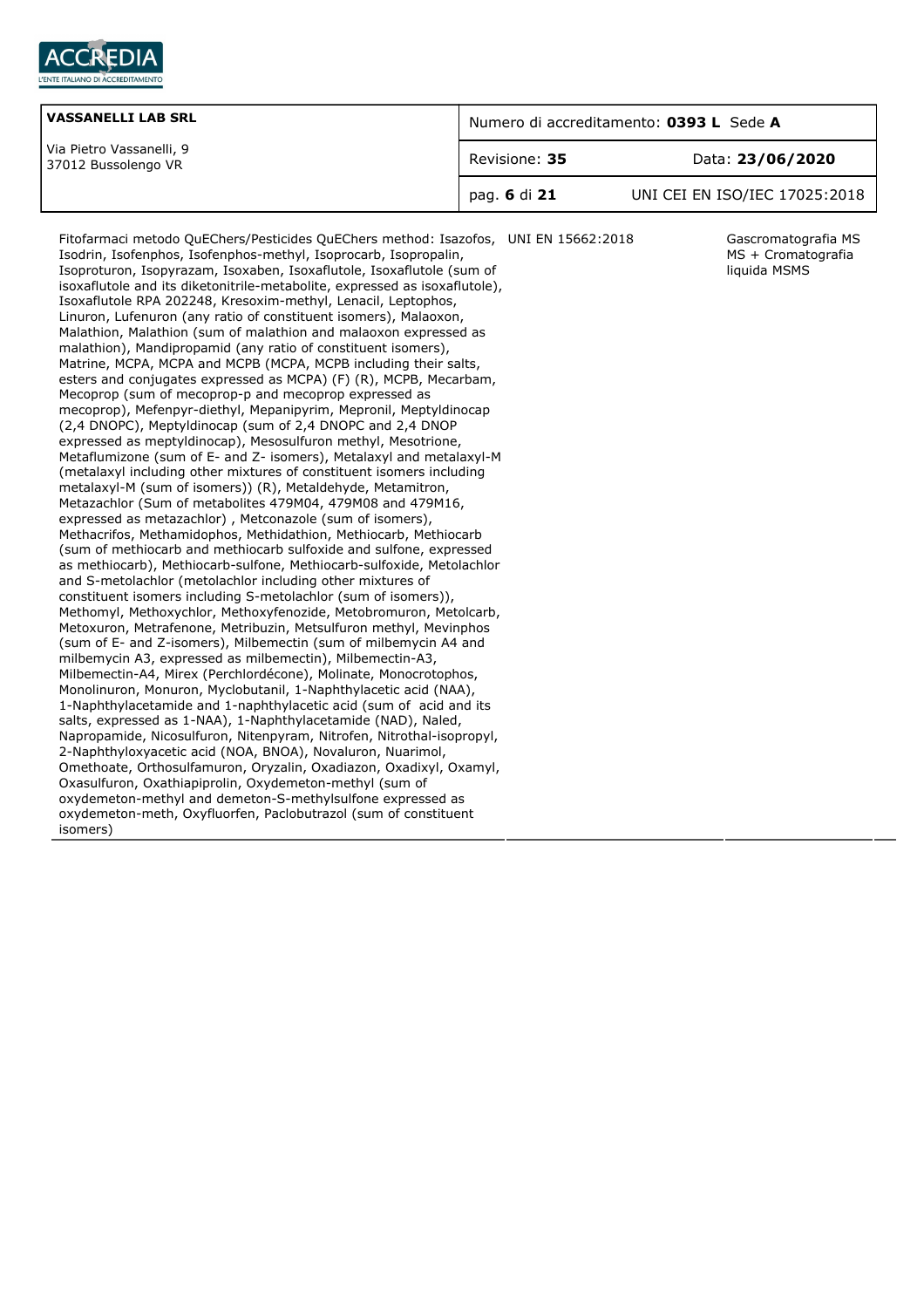| VASSANELLI LAB SRL | Numero di accreditamento: **0393 L** Sede **A** | |
|---|---|---|
| Via Pietro Vassanelli, 9<br>37012 Bussolengo VR | Revisione: **35** | Data: **23/06/2020** |
| | | UNI CEI EN ISO/IEC 17025:2018 |

| | | |
|---|---|---|
| Fitofarmaci metodo QuEChers/Pesticides QuEChers method: Isazofos, Isodrin, Isofenphos, Isofenphos-methyl, Isoprocarb, Isopropalin, Isoproturon, Isopyrazam, Isoxaben, Isoxaflutole, Isoxaflutole (sum of isoxaflutole and its diketonitrile-metabolite, expressed as isoxaflutole), Isoxaflutole RPA 202248, Kresoxim-methyl, Lenacil, Leptophos, Linuron, Lufenuron (any ratio of constituent isomers), Malaoxon, Malathion, Malathion (sum of malathion and malaoxon expressed as malathion), Mandipropamid (any ratio of constituent isomers), Matrine, MCPA, MCPA and MCPB (MCPA, MCPB including their salts, esters and conjugates expressed as MCPA) (F) (R), MCPB, Mecarbam, Mecoprop (sum of mecoprop-p and mecoprop expressed as mecoprop), Mefenpyr-diethyl, Mepanipyrim, Mepronil, Meptyldinocap (2,4 DNOPC), Meptyldinocap (sum of 2,4 DNOPC and 2,4 DNOP expressed as meptyldinocap), Mesosulfuron methyl, Mesotrione, Metaflumizone (sum of E- and Z- isomers), Metalaxyl and metalaxyl-M (metalaxyl including other mixtures of constituent isomers including metalaxyl-M (sum of isomers)) (R), Metaldehyde, Metamitron, Metazachlor (Sum of metabolites 479M04, 479M08 and 479M16, expressed as metazachlor) , Metconazole (sum of isomers), Methacrifos, Methamidophos, Methidathion, Methiocarb, Methiocarb (sum of methiocarb and methiocarb sulfoxide and sulfone, expressed as methiocarb), Methiocarb-sulfone, Methiocarb-sulfoxide, Metolachlor and S-metolachlor (metolachlor including other mixtures of constituent isomers including S-metolachlor (sum of isomers)), Methomyl, Methoxychlor, Methoxyfenozide, Metobromuron, Metolcarb, Metoxuron, Metrafenone, Metribuzin, Metsulfuron methyl, Mevinphos (sum of E- and Z-isomers), Milbemectin (sum of milbemycin A4 and milbemycin A3, expressed as milbemectin), Milbemectin-A3, Milbemectin-A4, Mirex (Perchlordécone), Molinate, Monocrotophos, Monolinuron, Monuron, Myclobutanil, 1-Naphthylacetic acid (NAA), 1-Naphthylacetamide and 1-naphthylacetic acid (sum of acid and its salts, expressed as 1-NAA), 1-Naphthylacetamide (NAD), Naled, Napropamide, Nicosulfuron, Nitenpyram, Nitrofen, Nitrothal-isopropyl, 2-Naphthyloxyacetic acid (NOA, BNOA), Novaluron, Nuarimol, Omethoate, Orthosulfamuron, Oryzalin, Oxadiazon, Oxadixyl, Oxamyl, Oxasulfuron, Oxathiapiprolin, Oxydemeton-methyl (sum of oxydemeton-methyl and demeton-S-methylsulfone expressed as oxydemeton-meth, Oxyfluorfen, Paclobutrazol (sum of constituent isomers) | UNI EN 15662:2018 | Gascromatografia MS MS + Cromatografia liquida MSMS |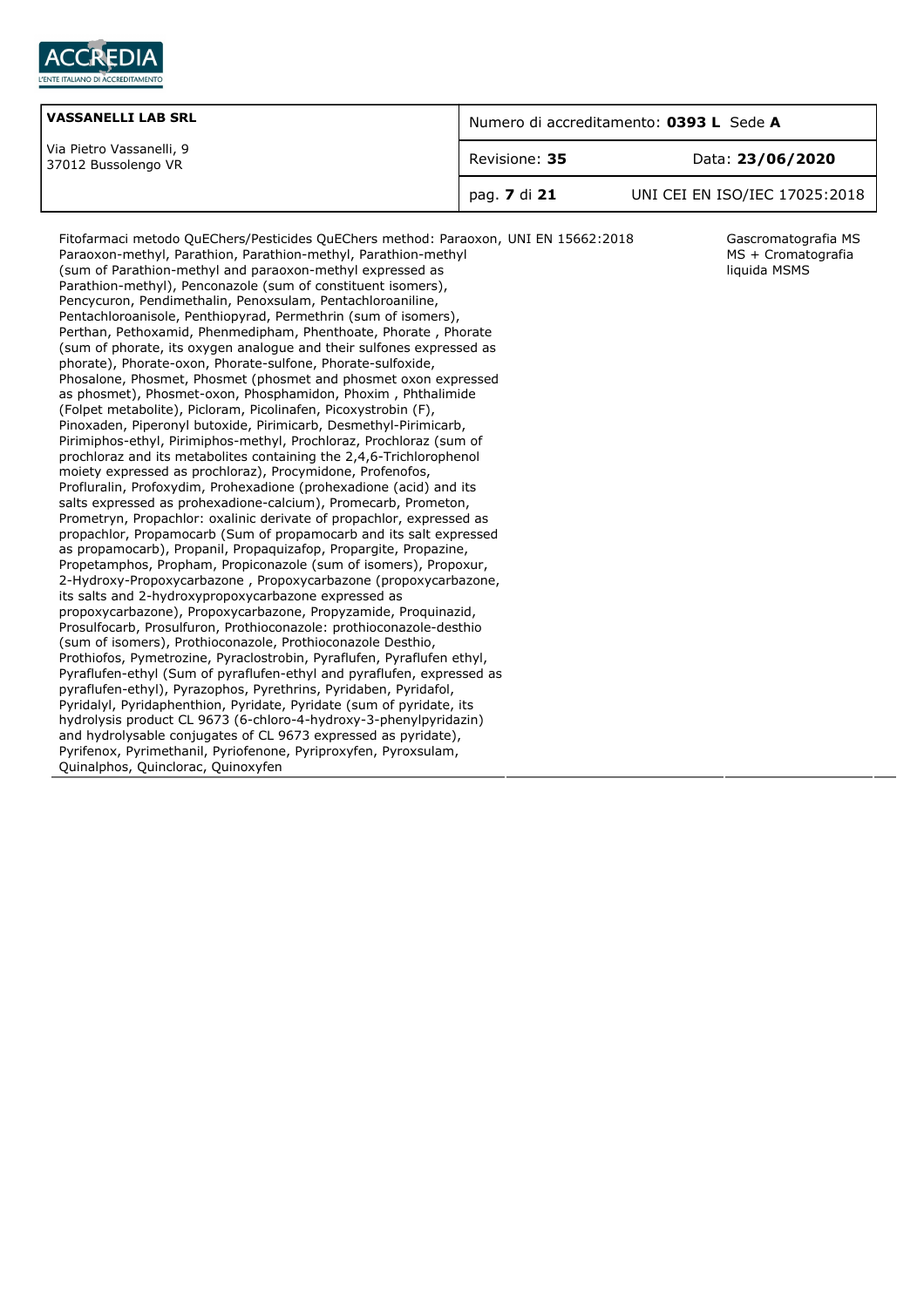| VASSANELLI LAB SRL<br>Via Pietro Vassanelli, 9<br>37012 Bussolengo VR | Numero di accreditamento: **0393 L** Sede **A** | |
|---|---|---|
| | Revisione: **35** | Data: **23/06/2020** |
| | pag. **7** di **21** | UNI CEI EN ISO/IEC 17025:2018 |

| | | |
|---|---|---|
| Fitofarmaci metodo QuEChers/Pesticides QuEChers method: Paraoxon, Paraoxon-methyl, Parathion, Parathion-methyl, Parathion-methyl (sum of Parathion-methyl and paraoxon-methyl expressed as Parathion-methyl), Penconazole (sum of constituent isomers), Pencycuron, Pendimethalin, Penoxsulam, Pentachloroaniline, Pentachloroanisole, Penthiopyrad, Permethrin (sum of isomers), Perthan, Pethoxamid, Phenmedipham, Phenthoate, Phorate , Phorate (sum of phorate, its oxygen analogue and their sulfones expressed as phorate), Phorate-oxon, Phorate-sulfone, Phorate-sulfoxide, Phosalone, Phosmet, Phosmet (phosmet and phosmet oxon expressed as phosmet), Phosmet-oxon, Phosphamidon, Phoxim , Phthalimide (Folpet metabolite), Picloram, Picolinafen, Picoxystrobin (F), Pinoxaden, Piperonyl butoxide, Pirimicarb, Desmethyl-Pirimicarb, Pirimiphos-ethyl, Pirimiphos-methyl, Prochloraz, Prochloraz (sum of prochloraz and its metabolites containing the 2,4,6-Trichlorophenol moiety expressed as prochloraz), Procymidone, Profenofos, Profluralin, Profoxydim, Prohexadione (prohexadione (acid) and its salts expressed as prohexadione-calcium), Promecarb, Prometon, Prometryn, Propachlor: oxalinic derivate of propachlor, expressed as propachlor, Propamocarb (Sum of propamocarb and its salt expressed as propamocarb), Propanil, Propaquizafop, Propargite, Propazine, Propetamphos, Propham, Propiconazole (sum of isomers), Propoxur, 2-Hydroxy-Propoxycarbazone , Propoxycarbazone (propoxycarbazone, its salts and 2-hydroxypropoxycarbazone expressed as propoxycarbazone), Propoxycarbazone, Propyzamide, Proquinazid, Prosulfocarb, Prosulfuron, Prothioconazole: prothioconazole-desthio (sum of isomers), Prothioconazole, Prothioconazole Desthio, Prothiofos, Pymetrozine, Pyraclostrobin, Pyraflufen, Pyraflufen ethyl, Pyraflufen-ethyl (Sum of pyraflufen-ethyl and pyraflufen, expressed as pyraflufen-ethyl), Pyrazophos, Pyrethrins, Pyridaben, Pyridafol, Pyridalyl, Pyridaphenthion, Pyridate, Pyridate (sum of pyridate, its hydrolysis product CL 9673 (6-chloro-4-hydroxy-3-phenylpyridazin) and hydrolysable conjugates of CL 9673 expressed as pyridate), Pyrifenox, Pyrimethanil, Pyriofenone, Pyriproxyfen, Pyroxsulam, Quinalphos, Quinclorac, Quinoxyfen | UNI EN 15662:2018 | Gascromatografia MS MS + Cromatografia liquida MSMS |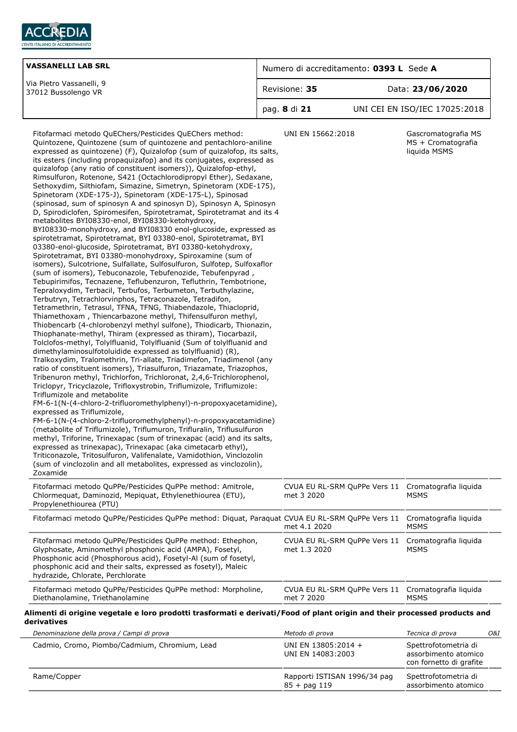| | | | |
|---|---|---|---|
| Fitofarmaci metodo QuEChers/Pesticides QuEChers method: Quintozene, Quintozene (sum of quintozene and pentachloro-aniline expressed as quintozene) (F), Quizalofop (sum of quizalofop, its salts, its esters (including propaquizafop) and its conjugates, expressed as quizalofop (any ratio of constituent isomers)), Quizalofop-ethyl, Rimsulfuron, Rotenone, S421 (Octachlorodipropyl Ether), Sedaxane, Sethoxydim, Silthiofam, Simazine, Simetryn, Spinetoram (XDE-175), Spinetoram (XDE-175-J), Spinetoram (XDE-175-L), Spinosad (spinosad, sum of spinosyn A and spinosyn D), Spinosyn A, Spinosyn D, Spirodiclofen, Spiromesifen, Spirotetramat, Spirotetramat and its 4 metabolites BYI08330-enol, BYI08330-ketohydroxy, BYI08330-monohydroxy, and BYI08330 enol-glucoside, expressed as spirotetramat, Spirotetramat, BYI 03380-enol, Spirotetramat, BYI 03380-enol-glucoside, Spirotetramat, BYI 03380-ketohydroxy, Spirotetramat, BYI 03380-monohydroxy, Spiroxamine (sum of isomers), Sulcotrione, Sulfallate, Sulfosulfuron, Sulfotep, Sulfoxaflor (sum of isomers), Tebuconazole, Tebufenozide, Tebufenpyrad , Tebupirimifos, Tecnazene, Teflubenzuron, Tefluthrin, Tembotrione, Tepraloxydim, Terbacil, Terbufos, Terbumeton, Terbuthylazine, Terbutryn, Tetrachlorvinphos, Tetraconazole, Tetradifon, Tetramethrin, Tetrasul, TFNA, TFNG, Thiabendazole, Thiacloprid, Thiamethoxam , Thiencarbazone methyl, Thifensulfuron methyl, Thiobencarb (4-chlorobenzyl methyl sulfone), Thiodicarb, Thionazin, Thiophanate-methyl, Thiram (expressed as thiram), Tiocarbazil, Tolclofos-methyl, Tolylfluanid, Tolylfluanid (Sum of tolylfluanid and dimethylaminosulfotoluidide expressed as tolylfluanid) (R), Tralkoxydim, Tralomethrin, Tri-allate, Triadimefon, Triadimenol (any ratio of constituent isomers), Triasulfuron, Triazamate, Triazophos, Tribenuron methyl, Trichlorfon, Trichloronat, 2,4,6-Trichlorophenol, Triclopyr, Tricyclazole, Trifloxystrobin, Triflumizole, Triflumizole: Triflumizole and metabolite FM-6-1(N-(4-chloro-2-trifluoromethylphenyl)-n-propoxyacetamidine), expressed as Triflumizole, FM-6-1(N-(4-chloro-2-trifluoromethylphenyl)-n-propoxyacetamidine) (metabolite of Triflumizole), Triflumuron, Trifluralin, Triflusulfuron methyl, Triforine, Trinexapac (sum of trinexapac (acid) and its salts, expressed as trinexapac), Trinexapac (aka cimetacarb ethyl), Triticonazole, Tritosulfuron, Valifenalate, Vamidothion, Vinclozolin (sum of vinclozolin and all metabolites, expressed as vinclozolin), Zoxamide | UNI EN 15662:2018 | Gascromatografia MS MS + Cromatografia liquida MSMS | |
| Fitofarmaci metodo QuPPe/Pesticides QuPPe method: Amitrole, Chlormequat, Daminozid, Mepiquat, Ethylenethiourea (ETU), Propylenethiourea (PTU) | CVUA EU RL-SRM QuPPe Vers 11 met 3 2020 | Cromatografia liquida MSMS | |
| Fitofarmaci metodo QuPPe/Pesticides QuPPe method: Diquat, Paraquat | CVUA EU RL-SRM QuPPe Vers 11 met 4.1 2020 | Cromatografia liquida MSMS | |
| Fitofarmaci metodo QuPPe/Pesticides QuPPe method: Ethephon, Glyphosate, Aminomethyl phosphonic acid (AMPA), Fosetyl, Phosphonic acid (Phosphorous acid), Fosetyl-Al (sum of fosetyl, phosphonic acid and their salts, expressed as fosetyl), Maleic hydrazide, Chlorate, Perchlorate | CVUA EU RL-SRM QuPPe Vers 11 met 1.3 2020 | Cromatografia liquida MSMS | |
| Fitofarmaci metodo QuPPe/Pesticides QuPPe method: Morpholine, Diethanolamine, Triethanolamine | CVUA EU RL-SRM QuPPe Vers 11 met 7 2020 | Cromatografia liquida MSMS | |

**Alimenti di origine vegetale e loro prodotti trasformati e derivati/Food of plant origin and their processed products and derivatives**

| *Denominazione della prova / Campi di prova* | *Metodo di prova* | *Tecnica di prova* | *O&I* |
|---|---|---|---|
| Cadmio, Cromo, Piombo/Cadmium, Chromium, Lead | UNI EN 13805:2014 + UNI EN 14083:2003 | Spettrofotometria di assorbimento atomico con fornetto di grafite | |
| Rame/Copper | Rapporti ISTISAN 1996/34 pag 85 + pag 119 | Spettrofotometria di assorbimento atomico | |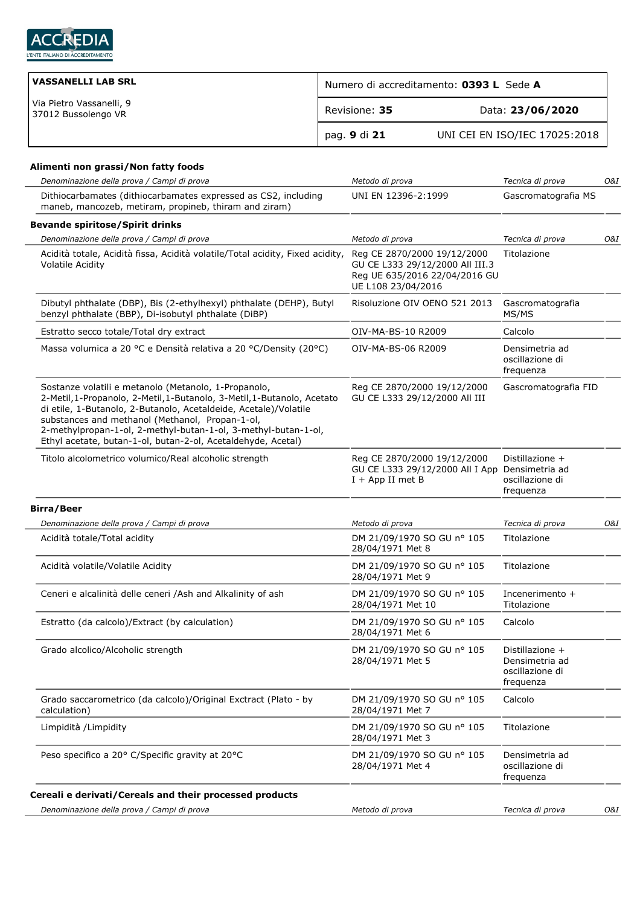| VASSANELLI LAB SRL<br>Via Pietro Vassanelli, 9<br>37012 Bussolengo VR | Numero di accreditamento: **0393 L** Sede **A** | |
|---|---|---|
| | Revisione: **35** | Data: **23/06/2020** |
| | pag. **9** di **21** | UNI CEI EN ISO/IEC 17025:2018 |

**Alimenti non grassi/Non fatty foods**

| *Denominazione della prova / Campi di prova* | *Metodo di prova* | *Tecnica di prova* | *O&I* |
|---|---|---|---|
| Dithiocarbamates (dithiocarbamates expressed as CS2, including maneb, mancozeb, metiram, propineb, thiram and ziram) | UNI EN 12396-2:1999 | Gascromatografia MS | |

**Bevande spiritose/Spirit drinks**

| *Denominazione della prova / Campi di prova* | *Metodo di prova* | *Tecnica di prova* | *O&I* |
|---|---|---|---|
| Acidità totale, Acidità fissa, Acidità volatile/Total acidity, Fixed acidity, Volatile Acidity | Reg CE 2870/2000 19/12/2000 GU CE L333 29/12/2000 All III.3 Reg UE 635/2016 22/04/2016 GU UE L108 23/04/2016 | Titolazione | |
| Dibutyl phthalate (DBP), Bis (2-ethylhexyl) phthalate (DEHP), Butyl benzyl phthalate (BBP), Di-isobutyl phthalate (DiBP) | Risoluzione OIV OENO 521 2013 | Gascromatografia MS/MS | |
| Estratto secco totale/Total dry extract | OIV-MA-BS-10 R2009 | Calcolo | |
| Massa volumica a 20 °C e Densità relativa a 20 °C/Density (20°C) | OIV-MA-BS-06 R2009 | Densimetria ad oscillazione di frequenza | |
| Sostanze volatili e metanolo (Metanolo, 1-Propanolo, 2-Metil,1-Propanolo, 2-Metil,1-Butanolo, 3-Metil,1-Butanolo, Acetato di etile, 1-Butanolo, 2-Butanolo, Acetaldeide, Acetale)/Volatile substances and methanol (Methanol, Propan-1-ol, 2-methylpropan-1-ol, 2-methyl-butan-1-ol, 3-methyl-butan-1-ol, Ethyl acetate, butan-1-ol, butan-2-ol, Acetaldehyde, Acetal) | Reg CE 2870/2000 19/12/2000 GU CE L333 29/12/2000 All III | Gascromatografia FID | |
| Titolo alcolometrico volumico/Real alcoholic strength | Reg CE 2870/2000 19/12/2000 GU CE L333 29/12/2000 All I App I + App II met B | Distillazione + Densimetria ad oscillazione di frequenza | |

**Birra/Beer**

| *Denominazione della prova / Campi di prova* | *Metodo di prova* | *Tecnica di prova* | *O&I* |
|---|---|---|---|
| Acidità totale/Total acidity | DM 21/09/1970 SO GU n° 105 28/04/1971 Met 8 | Titolazione | |
| Acidità volatile/Volatile Acidity | DM 21/09/1970 SO GU n° 105 28/04/1971 Met 9 | Titolazione | |
| Ceneri e alcalinità delle ceneri /Ash and Alkalinity of ash | DM 21/09/1970 SO GU n° 105 28/04/1971 Met 10 | Incenerimento + Titolazione | |
| Estratto (da calcolo)/Extract (by calculation) | DM 21/09/1970 SO GU n° 105 28/04/1971 Met 6 | Calcolo | |
| Grado alcolico/Alcoholic strength | DM 21/09/1970 SO GU n° 105 28/04/1971 Met 5 | Distillazione + Densimetria ad oscillazione di frequenza | |
| Grado saccarometrico (da calcolo)/Original Exctract (Plato - by calculation) | DM 21/09/1970 SO GU n° 105 28/04/1971 Met 7 | Calcolo | |
| Limpidità /Limpidity | DM 21/09/1970 SO GU n° 105 28/04/1971 Met 3 | Titolazione | |
| Peso specifico a 20° C/Specific gravity at 20°C | DM 21/09/1970 SO GU n° 105 28/04/1971 Met 4 | Densimetria ad oscillazione di frequenza | |

**Cereali e derivati/Cereals and their processed products**

| *Denominazione della prova / Campi di prova* | *Metodo di prova* | *Tecnica di prova* | *O&I* |
|---|---|---|---|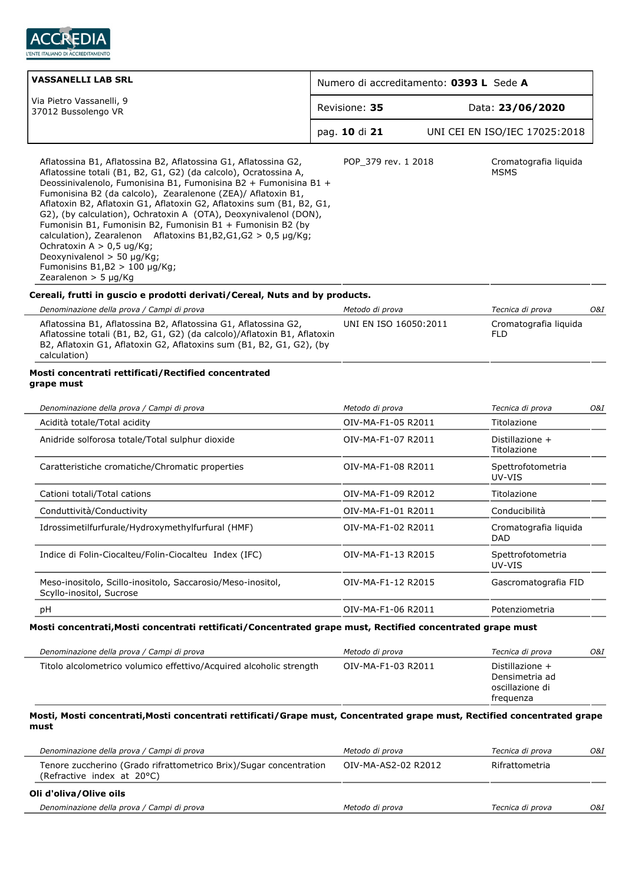| | | |
|---|---|---|
| Aflatossina B1, Aflatossina B2, Aflatossina G1, Aflatossina G2, Aflatossine totali (B1, B2, G1, G2) (da calcolo), Ocratossina A, Deossinivalenolo, Fumonisina B1, Fumonisina B2 + Fumonisina B1 + Fumonisina B2 (da calcolo), Zearalenone (ZEA)/ Aflatoxin B1, Aflatoxin B2, Aflatoxin G1, Aflatoxin G2, Aflatoxins sum (B1, B2, G1, G2), (by calculation), Ochratoxin A (OTA), Deoxynivalenol (DON), Fumonisin B1, Fumonisin B2, Fumonisin B1 + Fumonisin B2 (by calculation), Zearalenon Aflatoxins B1,B2,G1,G2 > 0,5 µg/Kg; Ochratoxin A > 0,5 ug/Kg; Deoxynivalenol > 50 µg/Kg; Fumonisins B1,B2 > 100 µg/Kg; Zearalenon > 5 µg/Kg | POP_379 rev. 1 2018 | Cromatografia liquida MSMS |

**Cereali, frutti in guscio e prodotti derivati/Cereal, Nuts and by products.**

| *Denominazione della prova / Campi di prova* | *Metodo di prova* | *Tecnica di prova* | *O&I* |
|---|---|---|---|
| Aflatossina B1, Aflatossina B2, Aflatossina G1, Aflatossina G2, Aflatossine totali (B1, B2, G1, G2) (da calcolo)/Aflatoxin B1, Aflatoxin B2, Aflatoxin G1, Aflatoxin G2, Aflatoxins sum (B1, B2, G1, G2), (by calculation) | UNI EN ISO 16050:2011 | Cromatografia liquida FLD | |

**Mosti concentrati rettificati/Rectified concentrated grape must**

| *Denominazione della prova / Campi di prova* | *Metodo di prova* | *Tecnica di prova* | *O&I* |
|---|---|---|---|
| Acidità totale/Total acidity | OIV-MA-F1-05 R2011 | Titolazione | |
| Anidride solforosa totale/Total sulphur dioxide | OIV-MA-F1-07 R2011 | Distillazione + Titolazione | |
| Caratteristiche cromatiche/Chromatic properties | OIV-MA-F1-08 R2011 | Spettrofotometria UV-VIS | |
| Cationi totali/Total cations | OIV-MA-F1-09 R2012 | Titolazione | |
| Conduttività/Conductivity | OIV-MA-F1-01 R2011 | Conducibilità | |
| Idrossimetilfurfurale/Hydroxymethylfurfural (HMF) | OIV-MA-F1-02 R2011 | Cromatografia liquida DAD | |
| Indice di Folin-Ciocalteu/Folin-Ciocalteu Index (IFC) | OIV-MA-F1-13 R2015 | Spettrofotometria UV-VIS | |
| Meso-inositolo, Scillo-inositolo, Saccarosio/Meso-inositol, Scyllo-inositol, Sucrose | OIV-MA-F1-12 R2015 | Gascromatografia FID | |
| pH | OIV-MA-F1-06 R2011 | Potenziometria | |

**Mosti concentrati,Mosti concentrati rettificati/Concentrated grape must, Rectified concentrated grape must**

| *Denominazione della prova / Campi di prova* | *Metodo di prova* | *Tecnica di prova* | *O&I* |
|---|---|---|---|
| Titolo alcolometrico volumico effettivo/Acquired alcoholic strength | OIV-MA-F1-03 R2011 | Distillazione + Densimetria ad oscillazione di frequenza | |

**Mosti, Mosti concentrati,Mosti concentrati rettificati/Grape must, Concentrated grape must, Rectified concentrated grape must**

| *Denominazione della prova / Campi di prova* | *Metodo di prova* | *Tecnica di prova* | *O&I* |
|---|---|---|---|
| Tenore zuccherino (Grado rifrattometrico Brix)/Sugar concentration (Refractive index at 20°C) | OIV-MA-AS2-02 R2012 | Rifrattometria | |

**Oli d'oliva/Olive oils**

| *Denominazione della prova / Campi di prova* | *Metodo di prova* | *Tecnica di prova* | *O&I* |
|---|---|---|---|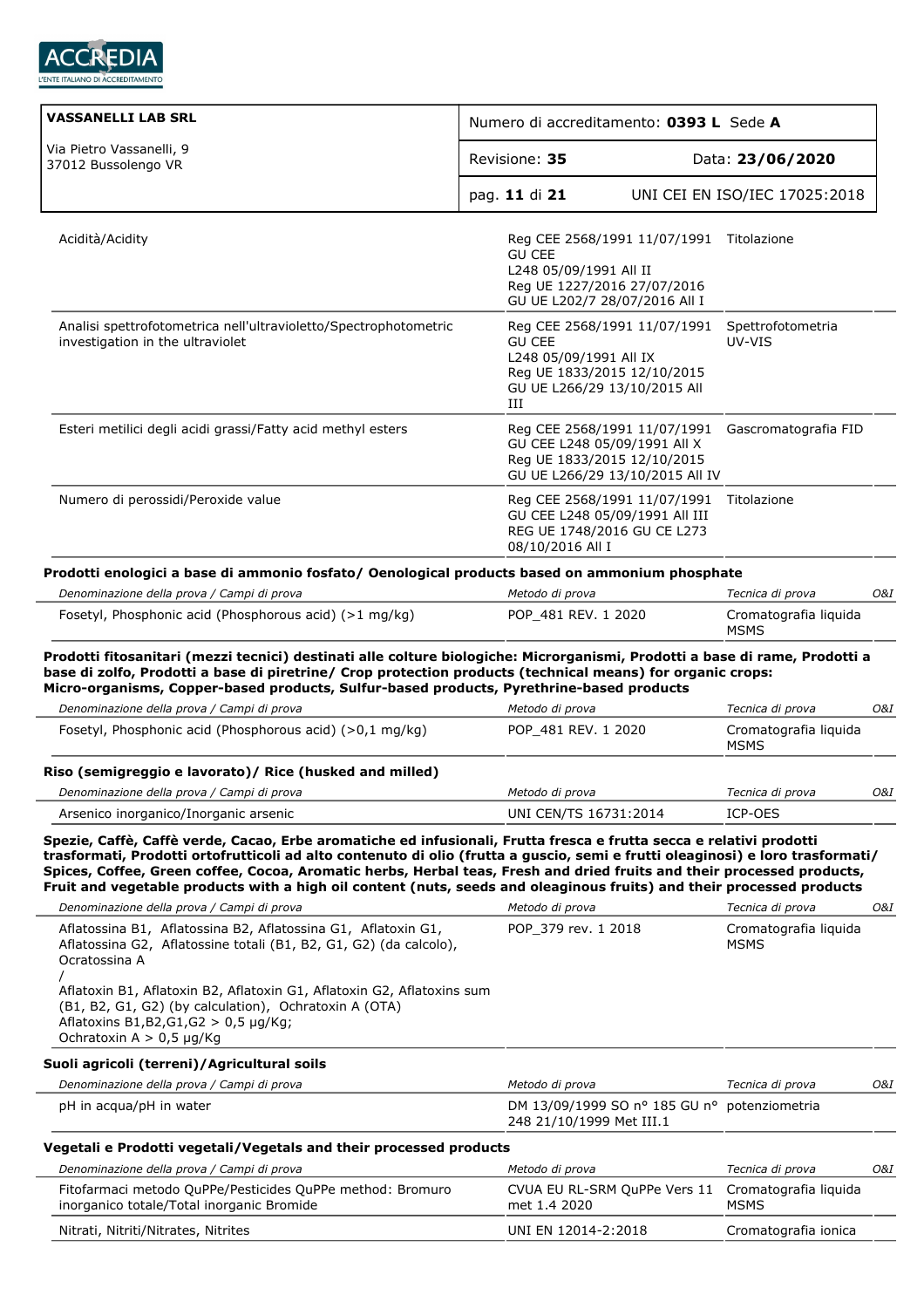| Denominazione della prova / Campi di prova | Metodo di prova | Tecnica di prova | O&I |
|---|---|---|---|
| Acidità/Acidity | Reg CEE 2568/1991 11/07/1991 GU CEE L248 05/09/1991 All II Reg UE 1227/2016 27/07/2016 GU UE L202/7 28/07/2016 All I | Titolazione | |
| Analisi spettrofotometrica nell'ultravioletto/Spectrophotometric investigation in the ultraviolet | Reg CEE 2568/1991 11/07/1991 GU CEE L248 05/09/1991 All IX Reg UE 1833/2015 12/10/2015 GU UE L266/29 13/10/2015 All III | Spettrofotometria UV-VIS | |
| Esteri metilici degli acidi grassi/Fatty acid methyl esters | Reg CEE 2568/1991 11/07/1991 GU CEE L248 05/09/1991 All X Reg UE 1833/2015 12/10/2015 GU UE L266/29 13/10/2015 All IV | Gascromatografia FID | |
| Numero di perossidi/Peroxide value | Reg CEE 2568/1991 11/07/1991 GU CEE L248 05/09/1991 All III REG UE 1748/2016 GU CE L273 08/10/2016 All I | Titolazione | |

**Prodotti enologici a base di ammonio fosfato/ Oenological products based on ammonium phosphate**

| Denominazione della prova / Campi di prova | Metodo di prova | Tecnica di prova | O&I |
|---|---|---|---|
| Fosetyl, Phosphonic acid (Phosphorous acid) (>1 mg/kg) | POP_481 REV. 1 2020 | Cromatografia liquida MSMS | |

**Prodotti fitosanitari (mezzi tecnici) destinati alle colture biologiche: Microrganismi, Prodotti a base di rame, Prodotti a base di zolfo, Prodotti a base di piretrine/ Crop protection products (technical means) for organic crops: Micro-organisms, Copper-based products, Sulfur-based products, Pyrethrine-based products**

| Denominazione della prova / Campi di prova | Metodo di prova | Tecnica di prova | O&I |
|---|---|---|---|
| Fosetyl, Phosphonic acid (Phosphorous acid) (>0,1 mg/kg) | POP_481 REV. 1 2020 | Cromatografia liquida MSMS | |

**Riso (semigreggio e lavorato)/ Rice (husked and milled)**

| Denominazione della prova / Campi di prova | Metodo di prova | Tecnica di prova | O&I |
|---|---|---|---|
| Arsenico inorganico/Inorganic arsenic | UNI CEN/TS 16731:2014 | ICP-OES | |

**Spezie, Caffè, Caffè verde, Cacao, Erbe aromatiche ed infusionali, Frutta fresca e frutta secca e relativi prodotti trasformati, Prodotti ortofrutticoli ad alto contenuto di olio (frutta a guscio, semi e frutti oleaginosi) e loro trasformati/ Spices, Coffee, Green coffee, Cocoa, Aromatic herbs, Herbal teas, Fresh and dried fruits and their processed products, Fruit and vegetable products with a high oil content (nuts, seeds and oleaginous fruits) and their processed products**

| Denominazione della prova / Campi di prova | Metodo di prova | Tecnica di prova | O&I |
|---|---|---|---|
| Aflatossina B1, Aflatossina B2, Aflatossina G1, Aflatoxin G1, Aflatossina G2, Aflatossine totali (B1, B2, G1, G2) (da calcolo), Ocratossina A / Aflatoxin B1, Aflatoxin B2, Aflatoxin G1, Aflatoxin G2, Aflatoxins sum (B1, B2, G1, G2) (by calculation), Ochratoxin A (OTA) Aflatoxins B1,B2,G1,G2 > 0,5 µg/Kg; Ochratoxin A > 0,5 µg/Kg | POP_379 rev. 1 2018 | Cromatografia liquida MSMS | |

**Suoli agricoli (terreni)/Agricultural soils**

| Denominazione della prova / Campi di prova | Metodo di prova | Tecnica di prova | O&I |
|---|---|---|---|
| pH in acqua/pH in water | DM 13/09/1999 SO n° 185 GU n° 248 21/10/1999 Met III.1 | potenziometria | |

**Vegetali e Prodotti vegetali/Vegetals and their processed products**

| Denominazione della prova / Campi di prova | Metodo di prova | Tecnica di prova | O&I |
|---|---|---|---|
| Fitofarmaci metodo QuPPe/Pesticides QuPPe method: Bromuro inorganico totale/Total inorganic Bromide | CVUA EU RL-SRM QuPPe Vers 11 met 1.4 2020 | Cromatografia liquida MSMS | |
| Nitrati, Nitriti/Nitrates, Nitrites | UNI EN 12014-2:2018 | Cromatografia ionica | |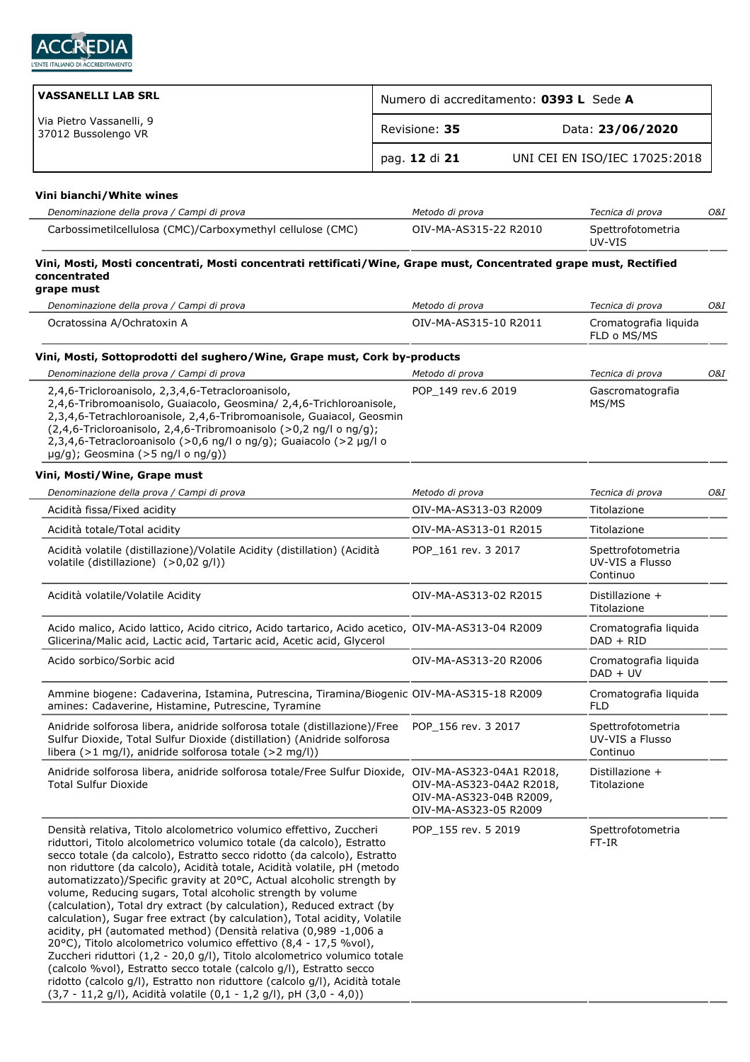| VASSANELLI LAB SRL | Numero di accreditamento: **0393 L** Sede **A** | |
|---|---|---|
| Via Pietro Vassanelli, 9<br>37012 Bussolengo VR | Revisione: **35** | Data: **23/06/2020** |
| | pag. **12** di **21** | UNI CEI EN ISO/IEC 17025:2018 |

**Vini bianchi/White wines**

| *Denominazione della prova / Campi di prova* | *Metodo di prova* | *Tecnica di prova* | *O&I* |
|---|---|---|---|
| Carbossimetilcellulosa (CMC)/Carboxymethyl cellulose (CMC) | OIV-MA-AS315-22 R2010 | Spettrofotometria UV-VIS | |

**Vini, Mosti, Mosti concentrati, Mosti concentrati rettificati/Wine, Grape must, Concentrated grape must, Rectified concentrated grape must**

| *Denominazione della prova / Campi di prova* | *Metodo di prova* | *Tecnica di prova* | *O&I* |
|---|---|---|---|
| Ocratossina A/Ochratoxin A | OIV-MA-AS315-10 R2011 | Cromatografia liquida FLD o MS/MS | |

**Vini, Mosti, Sottoprodotti del sughero/Wine, Grape must, Cork by-products**

| *Denominazione della prova / Campi di prova* | *Metodo di prova* | *Tecnica di prova* | *O&I* |
|---|---|---|---|
| 2,4,6-Tricloroanisolo, 2,3,4,6-Tetracloroanisolo, 2,4,6-Tribromoanisolo, Guaiacolo, Geosmina/ 2,4,6-Trichloroanisole, 2,3,4,6-Tetrachloroanisole, 2,4,6-Tribromoanisole, Guaiacol, Geosmin (2,4,6-Tricloroanisolo, 2,4,6-Tribromoanisolo (>0,2 ng/l o ng/g); 2,3,4,6-Tetracloroanisolo (>0,6 ng/l o ng/g); Guaiacolo (>2 µg/l o µg/g); Geosmina (>5 ng/l o ng/g)) | POP_149 rev.6 2019 | Gascromatografia MS/MS | |

**Vini, Mosti/Wine, Grape must**

| *Denominazione della prova / Campi di prova* | *Metodo di prova* | *Tecnica di prova* | *O&I* |
|---|---|---|---|
| Acidità fissa/Fixed acidity | OIV-MA-AS313-03 R2009 | Titolazione | |
| Acidità totale/Total acidity | OIV-MA-AS313-01 R2015 | Titolazione | |
| Acidità volatile (distillazione)/Volatile Acidity (distillation) (Acidità volatile (distillazione) (>0,02 g/l)) | POP_161 rev. 3 2017 | Spettrofotometria UV-VIS a Flusso Continuo | |
| Acidità volatile/Volatile Acidity | OIV-MA-AS313-02 R2015 | Distillazione + Titolazione | |
| Acido malico, Acido lattico, Acido citrico, Acido tartarico, Acido acetico, Glicerina/Malic acid, Lactic acid, Tartaric acid, Acetic acid, Glycerol | OIV-MA-AS313-04 R2009 | Cromatografia liquida DAD + RID | |
| Acido sorbico/Sorbic acid | OIV-MA-AS313-20 R2006 | Cromatografia liquida DAD + UV | |
| Ammine biogene: Cadaverina, Istamina, Putrescina, Tiramina/Biogenic amines: Cadaverine, Histamine, Putrescine, Tyramine | OIV-MA-AS315-18 R2009 | Cromatografia liquida FLD | |
| Anidride solforosa libera, anidride solforosa totale (distillazione)/Free Sulfur Dioxide, Total Sulfur Dioxide (distillation) (Anidride solforosa libera (>1 mg/l), anidride solforosa totale (>2 mg/l)) | POP_156 rev. 3 2017 | Spettrofotometria UV-VIS a Flusso Continuo | |
| Anidride solforosa libera, anidride solforosa totale/Free Sulfur Dioxide, Total Sulfur Dioxide | OIV-MA-AS323-04A1 R2018, OIV-MA-AS323-04A2 R2018, OIV-MA-AS323-04B R2009, OIV-MA-AS323-05 R2009 | Distillazione + Titolazione | |
| Densità relativa, Titolo alcolometrico volumico effettivo, Zuccheri riduttori, Titolo alcolometrico volumico totale (da calcolo), Estratto secco totale (da calcolo), Estratto secco ridotto (da calcolo), Estratto non riduttore (da calcolo), Acidità totale, Acidità volatile, pH (metodo automatizzato)/Specific gravity at 20°C, Actual alcoholic strength by volume, Reducing sugars, Total alcoholic strength by volume (calculation), Total dry extract (by calculation), Reduced extract (by calculation), Sugar free extract (by calculation), Total acidity, Volatile acidity, pH (automated method) (Densità relativa (0,989 -1,006 a 20°C), Titolo alcolometrico volumico effettivo (8,4 - 17,5 %vol), Zuccheri riduttori (1,2 - 20,0 g/l), Titolo alcolometrico volumico totale (calcolo %vol), Estratto secco totale (calcolo g/l), Estratto secco ridotto (calcolo g/l), Estratto non riduttore (calcolo g/l), Acidità totale (3,7 - 11,2 g/l), Acidità volatile (0,1 - 1,2 g/l), pH (3,0 - 4,0)) | POP_155 rev. 5 2019 | Spettrofotometria FT-IR | |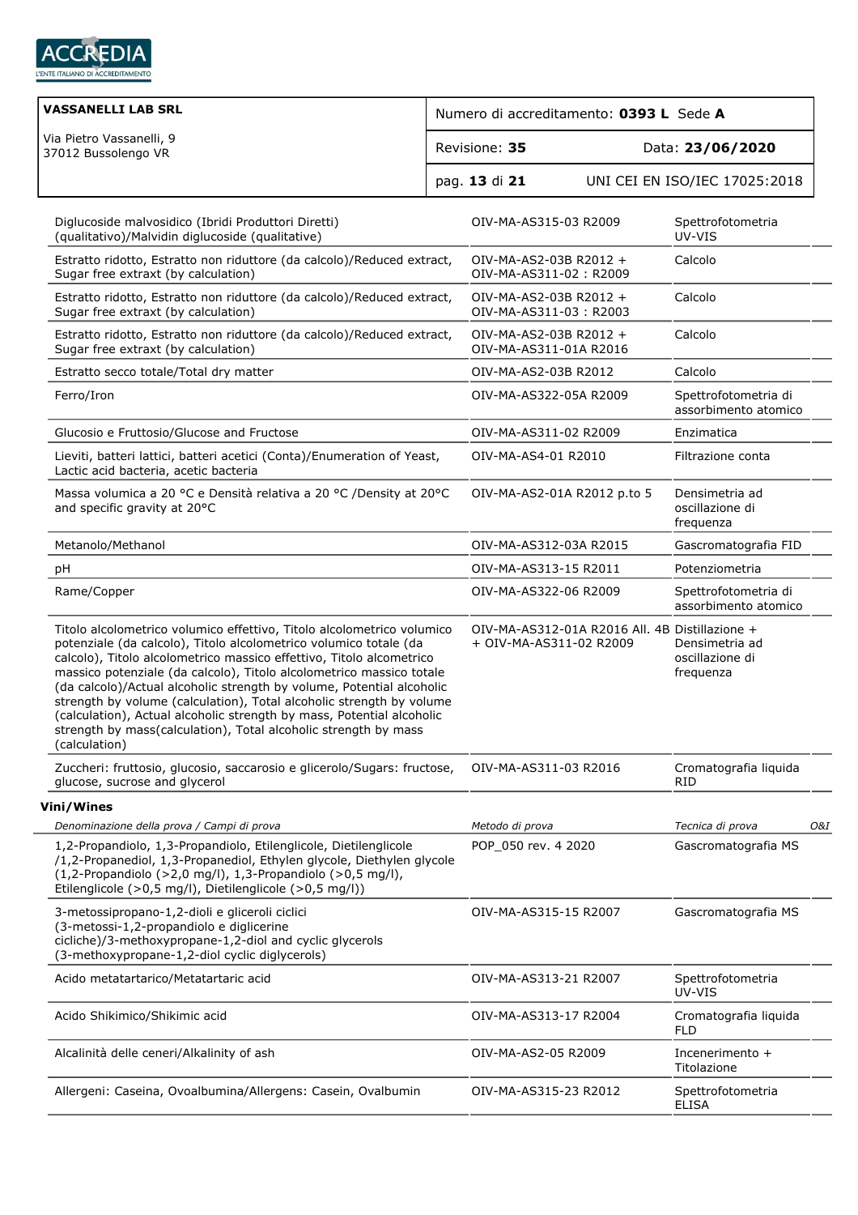| | | |
|---|---|---|
| Diglucoside malvosidico (Ibridi Produttori Diretti) (qualitativo)/Malvidin diglucoside (qualitative) | OIV-MA-AS315-03 R2009 | Spettrofotometria UV-VIS |
| Estratto ridotto, Estratto non riduttore (da calcolo)/Reduced extract, Sugar free extraxt (by calculation) | OIV-MA-AS2-03B R2012 + OIV-MA-AS311-02 : R2009 | Calcolo |
| Estratto ridotto, Estratto non riduttore (da calcolo)/Reduced extract, Sugar free extraxt (by calculation) | OIV-MA-AS2-03B R2012 + OIV-MA-AS311-03 : R2003 | Calcolo |
| Estratto ridotto, Estratto non riduttore (da calcolo)/Reduced extract, Sugar free extraxt (by calculation) | OIV-MA-AS2-03B R2012 + OIV-MA-AS311-01A R2016 | Calcolo |
| Estratto secco totale/Total dry matter | OIV-MA-AS2-03B R2012 | Calcolo |
| Ferro/Iron | OIV-MA-AS322-05A R2009 | Spettrofotometria di assorbimento atomico |
| Glucosio e Fruttosio/Glucose and Fructose | OIV-MA-AS311-02 R2009 | Enzimatica |
| Lieviti, batteri lattici, batteri acetici (Conta)/Enumeration of Yeast, Lactic acid bacteria, acetic bacteria | OIV-MA-AS4-01 R2010 | Filtrazione conta |
| Massa volumica a 20 °C e Densità relativa a 20 °C /Density at 20°C and specific gravity at 20°C | OIV-MA-AS2-01A R2012 p.to 5 | Densimetria ad oscillazione di frequenza |
| Metanolo/Methanol | OIV-MA-AS312-03A R2015 | Gascromatografia FID |
| pH | OIV-MA-AS313-15 R2011 | Potenziometria |
| Rame/Copper | OIV-MA-AS322-06 R2009 | Spettrofotometria di assorbimento atomico |
| Titolo alcolometrico volumico effettivo, Titolo alcolometrico volumico potenziale (da calcolo), Titolo alcolometrico volumico totale (da calcolo), Titolo alcolometrico massico effettivo, Titolo alcometrico massico potenziale (da calcolo), Titolo alcolometrico massico totale (da calcolo)/Actual alcoholic strength by volume, Potential alcoholic strength by volume (calculation), Total alcoholic strength by volume (calculation), Actual alcoholic strength by mass, Potential alcoholic strength by mass(calculation), Total alcoholic strength by mass (calculation) | OIV-MA-AS312-01A R2016 All. 4B + OIV-MA-AS311-02 R2009 | Distillazione + Densimetria ad oscillazione di frequenza |
| Zuccheri: fruttosio, glucosio, saccarosio e glicerolo/Sugars: fructose, glucose, sucrose and glycerol | OIV-MA-AS311-03 R2016 | Cromatografia liquida RID |

**Vini/Wines**

| *Denominazione della prova / Campi di prova* | *Metodo di prova* | *Tecnica di prova* | *O&I* |
|---|---|---|---|
| 1,2-Propandiolo, 1,3-Propandiolo, Etilenglicole, Dietilenglicole /1,2-Propanediol, 1,3-Propanediol, Ethylen glycole, Diethylen glycole (1,2-Propandiolo (>2,0 mg/l), 1,3-Propandiolo (>0,5 mg/l), Etilenglicole (>0,5 mg/l), Dietilenglicole (>0,5 mg/l)) | POP_050 rev. 4 2020 | Gascromatografia MS | |
| 3-metossipropano-1,2-dioli e gliceroli ciclici (3-metossi-1,2-propandiolo e diglicerine cicliche)/3-methoxypropane-1,2-diol and cyclic glycerols (3-methoxypropane-1,2-diol cyclic diglycerols) | OIV-MA-AS315-15 R2007 | Gascromatografia MS | |
| Acido metatartarico/Metatartaric acid | OIV-MA-AS313-21 R2007 | Spettrofotometria UV-VIS | |
| Acido Shikimico/Shikimic acid | OIV-MA-AS313-17 R2004 | Cromatografia liquida FLD | |
| Alcalinità delle ceneri/Alkalinity of ash | OIV-MA-AS2-05 R2009 | Incenerimento + Titolazione | |
| Allergeni: Caseina, Ovoalbumina/Allergens: Casein, Ovalbumin | OIV-MA-AS315-23 R2012 | Spettrofotometria ELISA | |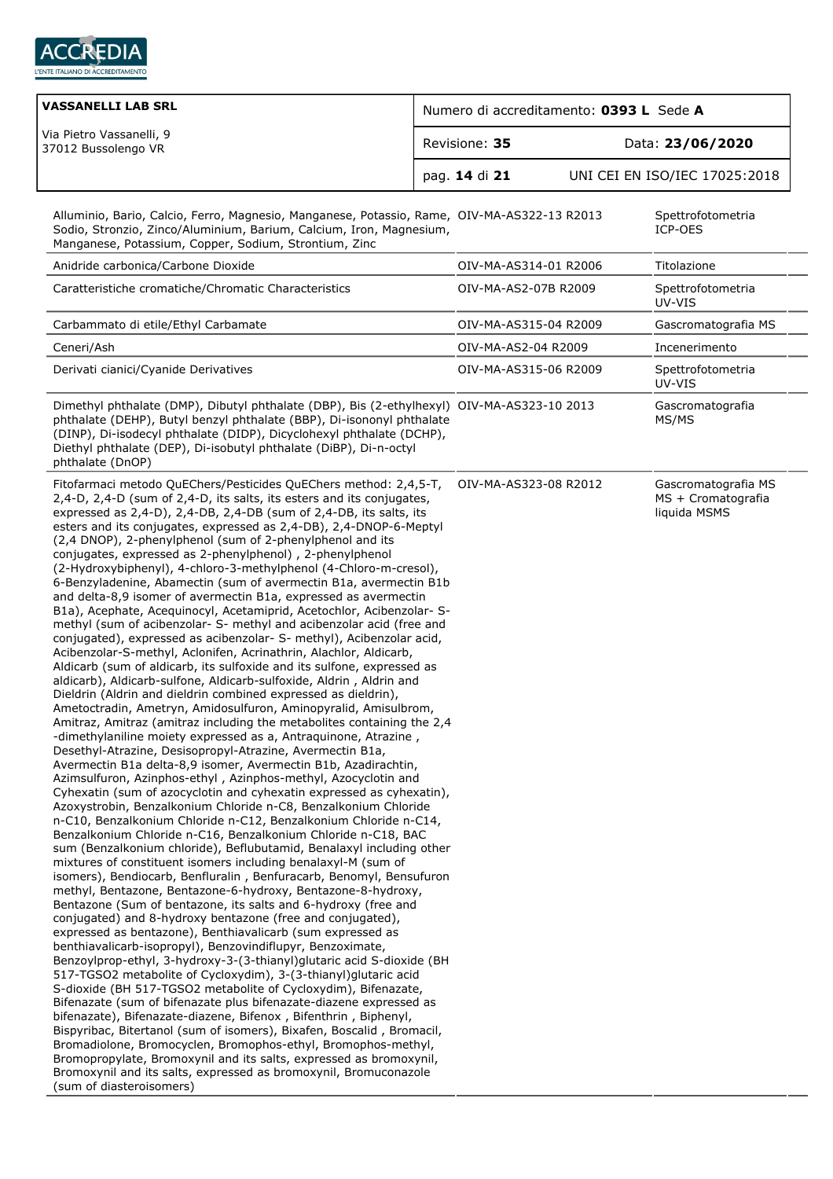| VASSANELLI LAB SRL<br>Via Pietro Vassanelli, 9<br>37012 Bussolengo VR | Numero di accreditamento: **0393 L** Sede **A** | |
|---|---|---|
| | Revisione: **35** | Data: **23/06/2020** |
| | | UNI CEI EN ISO/IEC 17025:2018 |

| | | |
|---|---|---|
| Alluminio, Bario, Calcio, Ferro, Magnesio, Manganese, Potassio, Rame, Sodio, Stronzio, Zinco/Aluminium, Barium, Calcium, Iron, Magnesium, Manganese, Potassium, Copper, Sodium, Strontium, Zinc | OIV-MA-AS322-13 R2013 | Spettrofotometria ICP-OES |
| Anidride carbonica/Carbone Dioxide | OIV-MA-AS314-01 R2006 | Titolazione |
| Caratteristiche cromatiche/Chromatic Characteristics | OIV-MA-AS2-07B R2009 | Spettrofotometria UV-VIS |
| Carbammato di etile/Ethyl Carbamate | OIV-MA-AS315-04 R2009 | Gascromatografia MS |
| Ceneri/Ash | OIV-MA-AS2-04 R2009 | Incenerimento |
| Derivati cianici/Cyanide Derivatives | OIV-MA-AS315-06 R2009 | Spettrofotometria UV-VIS |
| Dimethyl phthalate (DMP), Dibutyl phthalate (DBP), Bis (2-ethylhexyl) phthalate (DEHP), Butyl benzyl phthalate (BBP), Di-isononyl phthalate (DINP), Di-isodecyl phthalate (DIDP), Dicyclohexyl phthalate (DCHP), Diethyl phthalate (DEP), Di-isobutyl phthalate (DiBP), Di-n-octyl phthalate (DnOP) | OIV-MA-AS323-10 2013 | Gascromatografia MS/MS |
| Fitofarmaci metodo QuEChers/Pesticides QuEChers method: 2,4,5-T, 2,4-D, 2,4-D (sum of 2,4-D, its salts, its esters and its conjugates, expressed as 2,4-D), 2,4-DB, 2,4-DB (sum of 2,4-DB, its salts, its esters and its conjugates, expressed as 2,4-DB), 2,4-DNOP-6-Meptyl (2,4 DNOP), 2-phenylphenol (sum of 2-phenylphenol and its conjugates, expressed as 2-phenylphenol) , 2-phenylphenol (2-Hydroxybiphenyl), 4-chloro-3-methylphenol (4-Chloro-m-cresol), 6-Benzyladenine, Abamectin (sum of avermectin B1a, avermectin B1b and delta-8,9 isomer of avermectin B1a, expressed as avermectin B1a), Acephate, Acequinocyl, Acetamiprid, Acetochlor, Acibenzolar- S-methyl (sum of acibenzolar- S- methyl and acibenzolar acid (free and conjugated), expressed as acibenzolar- S- methyl), Acibenzolar acid, Acibenzolar-S-methyl, Aclonifen, Acrinathrin, Alachlor, Aldicarb, Aldicarb (sum of aldicarb, its sulfoxide and its sulfone, expressed as aldicarb), Aldicarb-sulfone, Aldicarb-sulfoxide, Aldrin , Aldrin and Dieldrin (Aldrin and dieldrin combined expressed as dieldrin), Ametoctradin, Ametryn, Amidosulfuron, Aminopyralid, Amisulbrom, Amitraz, Amitraz (amitraz including the metabolites containing the 2,4 -dimethylaniline moiety expressed as a, Antraquinone, Atrazine , Desethyl-Atrazine, Desisopropyl-Atrazine, Avermectin B1a, Avermectin B1a delta-8,9 isomer, Avermectin B1b, Azadirachtin, Azimsulfuron, Azinphos-ethyl , Azinphos-methyl, Azocyclotin and Cyhexatin (sum of azocyclotin and cyhexatin expressed as cyhexatin), Azoxystrobin, Benzalkonium Chloride n-C8, Benzalkonium Chloride n-C10, Benzalkonium Chloride n-C12, Benzalkonium Chloride n-C14, Benzalkonium Chloride n-C16, Benzalkonium Chloride n-C18, BAC sum (Benzalkonium chloride), Beflubutamid, Benalaxyl including other mixtures of constituent isomers including benalaxyl-M (sum of isomers), Bendiocarb, Benfluralin , Benfuracarb, Benomyl, Bensufuron methyl, Bentazone, Bentazone-6-hydroxy, Bentazone-8-hydroxy, Bentazone (Sum of bentazone, its salts and 6-hydroxy (free and conjugated) and 8-hydroxy bentazone (free and conjugated), expressed as bentazone), Benthiavalicarb (sum expressed as benthiavalicarb-isopropyl), Benzovindiflupyr, Benzoximate, Benzoylprop-ethyl, 3-hydroxy-3-(3-thianyl)glutaric acid S-dioxide (BH 517-TGSO2 metabolite of Cycloxydim), 3-(3-thianyl)glutaric acid S-dioxide (BH 517-TGSO2 metabolite of Cycloxydim), Bifenazate, Bifenazate (sum of bifenazate plus bifenazate-diazene expressed as bifenazate), Bifenazate-diazene, Bifenox , Bifenthrin , Biphenyl, Bispyribac, Bitertanol (sum of isomers), Bixafen, Boscalid , Bromacil, Bromadiolone, Bromocyclen, Bromophos-ethyl, Bromophos-methyl, Bromopropylate, Bromoxynil and its salts, expressed as bromoxynil, Bromoxynil and its salts, expressed as bromoxynil, Bromuconazole (sum of diasteroisomers) | OIV-MA-AS323-08 R2012 | Gascromatografia MS MS + Cromatografia liquida MSMS |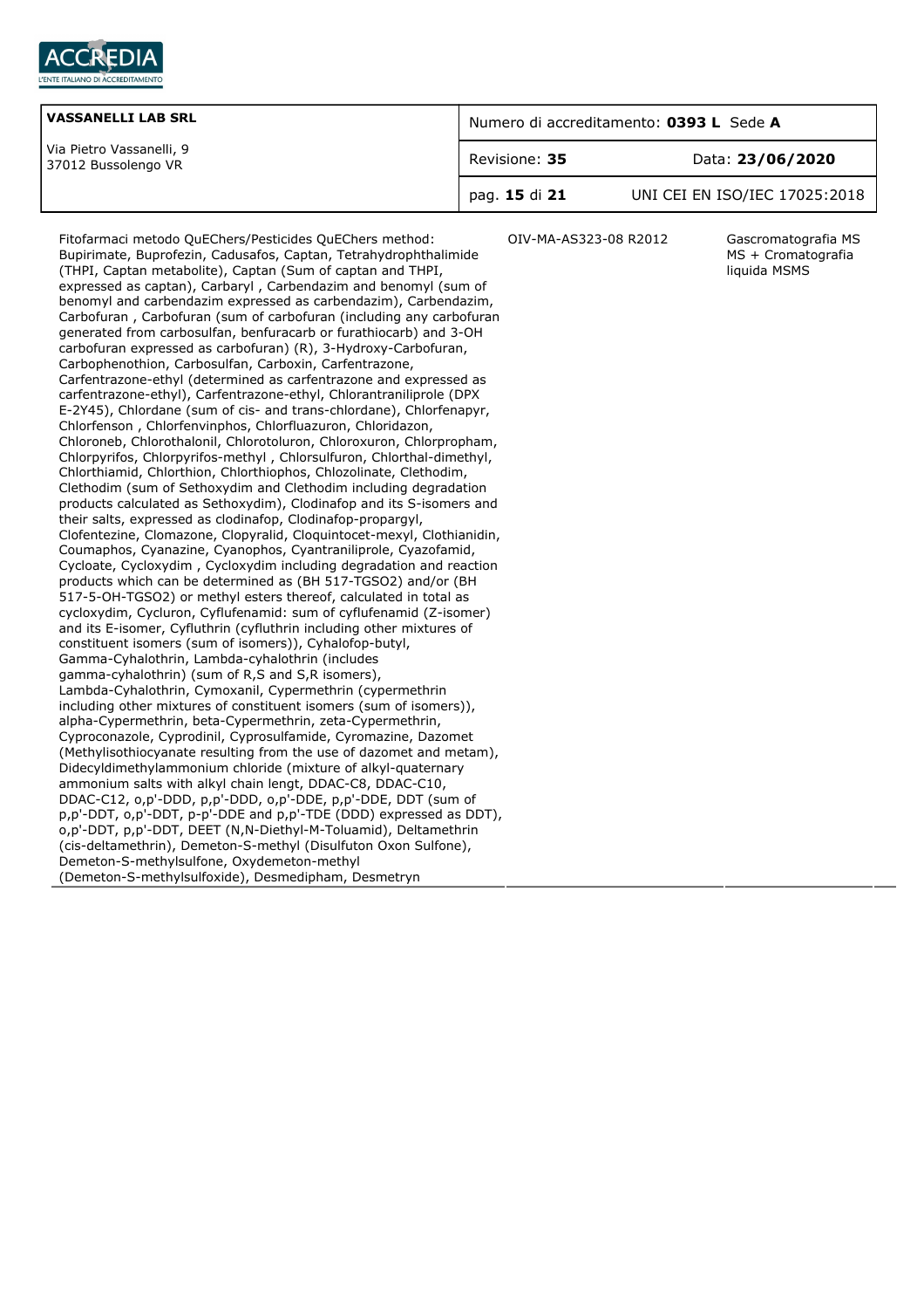| VASSANELLI LAB SRL | Numero di accreditamento: **0393 L** Sede **A** | |
|---|---|---|
| Via Pietro Vassanelli, 9<br>37012 Bussolengo VR | Revisione: **35** | Data: **23/06/2020** |
| | pag. **15** di **21** | UNI CEI EN ISO/IEC 17025:2018 |

| | | |
|---|---|---|
| Fitofarmaci metodo QuEChers/Pesticides QuEChers method: Bupirimate, Buprofezin, Cadusafos, Captan, Tetrahydrophthalimide (THPI, Captan metabolite), Captan (Sum of captan and THPI, expressed as captan), Carbaryl , Carbendazim and benomyl (sum of benomyl and carbendazim expressed as carbendazim), Carbendazim, Carbofuran , Carbofuran (sum of carbofuran (including any carbofuran generated from carbosulfan, benfuracarb or furathiocarb) and 3-OH carbofuran expressed as carbofuran) (R), 3-Hydroxy-Carbofuran, Carbophenothion, Carbosulfan, Carboxin, Carfentrazone, Carfentrazone-ethyl (determined as carfentrazone and expressed as carfentrazone-ethyl), Carfentrazone-ethyl, Chlorantraniliprole (DPX E-2Y45), Chlordane (sum of cis- and trans-chlordane), Chlorfenapyr, Chlorfenson , Chlorfenvinphos, Chlorfluazuron, Chloridazon, Chloroneb, Chlorothalonil, Chlorotoluron, Chloroxuron, Chlorpropham, Chlorpyrifos, Chlorpyrifos-methyl , Chlorsulfuron, Chlorthal-dimethyl, Chlorthiamid, Chlorthion, Chlorthiophos, Chlozolinate, Clethodim, Clethodim (sum of Sethoxydim and Clethodim including degradation products calculated as Sethoxydim), Clodinafop and its S-isomers and their salts, expressed as clodinafop, Clodinafop-propargyl, Clofentezine, Clomazone, Clopyralid, Cloquintocet-mexyl, Clothianidin, Coumaphos, Cyanazine, Cyanophos, Cyantraniliprole, Cyazofamid, Cycloate, Cycloxydim , Cycloxydim including degradation and reaction products which can be determined as (BH 517-TGSO2) and/or (BH 517-5-OH-TGSO2) or methyl esters thereof, calculated in total as cycloxydim, Cycluron, Cyflufenamid: sum of cyflufenamid (Z-isomer) and its E-isomer, Cyfluthrin (cyfluthrin including other mixtures of constituent isomers (sum of isomers)), Cyhalofop-butyl, Gamma-Cyhalothrin, Lambda-cyhalothrin (includes gamma-cyhalothrin) (sum of R,S and S,R isomers), Lambda-Cyhalothrin, Cymoxanil, Cypermethrin (cypermethrin including other mixtures of constituent isomers (sum of isomers)), alpha-Cypermethrin, beta-Cypermethrin, zeta-Cypermethrin, Cyproconazole, Cyprodinil, Cyprosulfamide, Cyromazine, Dazomet (Methylisothiocyanate resulting from the use of dazomet and metam), Didecyldimethylammonium chloride (mixture of alkyl-quaternary ammonium salts with alkyl chain lengt, DDAC-C8, DDAC-C10, DDAC-C12, o,p'-DDD, p,p'-DDD, o,p'-DDE, p,p'-DDE, DDT (sum of p,p'-DDT, o,p'-DDT, p-p'-DDE and p,p'-TDE (DDD) expressed as DDT), o,p'-DDT, p,p'-DDT, DEET (N,N-Diethyl-M-Toluamid), Deltamethrin (cis-deltamethrin), Demeton-S-methyl (Disulfuton Oxon Sulfone), Demeton-S-methylsulfone, Oxydemeton-methyl (Demeton-S-methylsulfoxide), Desmedipham, Desmetryn | OIV-MA-AS323-08 R2012 | Gascromatografia MS MS + Cromatografia liquida MSMS |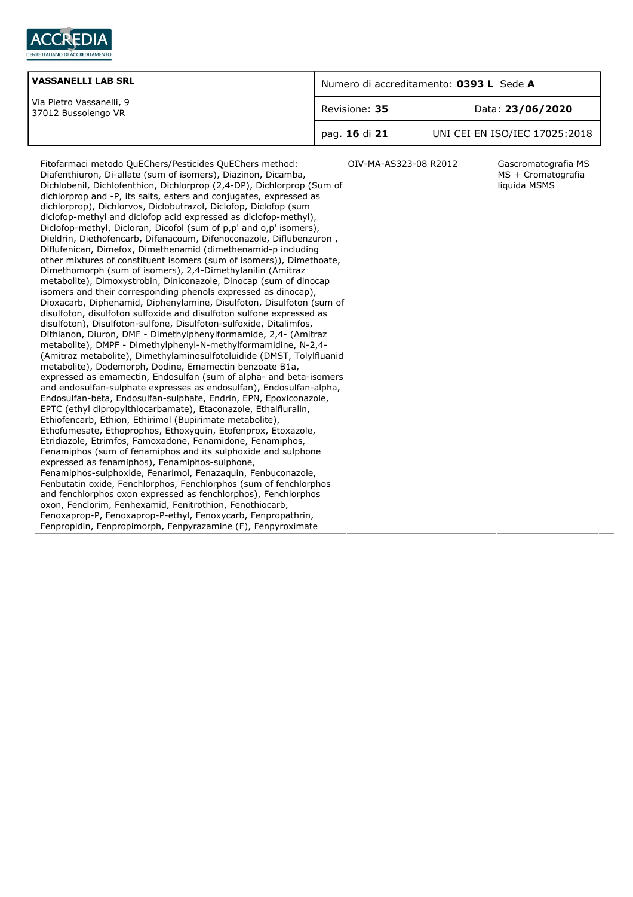| VASSANELLI LAB SRL<br>Via Pietro Vassanelli, 9<br>37012 Bussolengo VR | Numero di accreditamento: **0393 L** Sede **A** | |
|---|---|---|
| | Revisione: **35** | Data: **23/06/2020** |
| | pag. **16** di **21** | UNI CEI EN ISO/IEC 17025:2018 |

| | | |
|---|---|---|
| Fitofarmaci metodo QuEChers/Pesticides QuEChers method: Diafenthiuron, Di-allate (sum of isomers), Diazinon, Dicamba, Dichlobenil, Dichlofenthion, Dichlorprop (2,4-DP), Dichlorprop (Sum of dichlorprop and -P, its salts, esters and conjugates, expressed as dichlorprop), Dichlorvos, Diclobutrazol, Diclofop, Diclofop (sum diclofop-methyl and diclofop acid expressed as diclofop-methyl), Diclofop-methyl, Dicloran, Dicofol (sum of p,p' and o,p' isomers), Dieldrin, Diethofencarb, Difenacoum, Difenoconazole, Diflubenzuron , Diflufenican, Dimefox, Dimethenamid (dimethenamid-p including other mixtures of constituent isomers (sum of isomers)), Dimethoate, Dimethomorph (sum of isomers), 2,4-Dimethylanilin (Amitraz metabolite), Dimoxystrobin, Diniconazole, Dinocap (sum of dinocap isomers and their corresponding phenols expressed as dinocap), Dioxacarb, Diphenamid, Diphenylamine, Disulfoton, Disulfoton (sum of disulfoton, disulfoton sulfoxide and disulfoton sulfone expressed as disulfoton), Disulfoton-sulfone, Disulfoton-sulfoxide, Ditalimfos, Dithianon, Diuron, DMF - Dimethylphenylformamide, 2,4- (Amitraz metabolite), DMPF - Dimethylphenyl-N-methylformamidine, N-2,4- (Amitraz metabolite), Dimethylaminosulfotoluidide (DMST, Tolylfluanid metabolite), Dodemorph, Dodine, Emamectin benzoate B1a, expressed as emamectin, Endosulfan (sum of alpha- and beta-isomers and endosulfan-sulphate expresses as endosulfan), Endosulfan-alpha, Endosulfan-beta, Endosulfan-sulphate, Endrin, EPN, Epoxiconazole, EPTC (ethyl dipropylthiocarbamate), Etaconazole, Ethalfluralin, Ethiofencarb, Ethion, Ethirimol (Bupirimate metabolite), Ethofumesate, Ethoprophos, Ethoxyquin, Etofenprox, Etoxazole, Etridiazole, Etrimfos, Famoxadone, Fenamidone, Fenamiphos, Fenamiphos (sum of fenamiphos and its sulphoxide and sulphone expressed as fenamiphos), Fenamiphos-sulphone, Fenamiphos-sulphoxide, Fenarimol, Fenazaquin, Fenbuconazole, Fenbutatin oxide, Fenchlorphos, Fenchlorphos (sum of fenchlorphos and fenchlorphos oxon expressed as fenchlorphos), Fenchlorphos oxon, Fenclorim, Fenhexamid, Fenitrothion, Fenothiocarb, Fenoxaprop-P, Fenoxaprop-P-ethyl, Fenoxycarb, Fenpropathrin, Fenpropidin, Fenpropimorph, Fenpyrazamine (F), Fenpyroximate | OIV-MA-AS323-08 R2012 | Gascromatografia MS MS + Cromatografia liquida MSMS |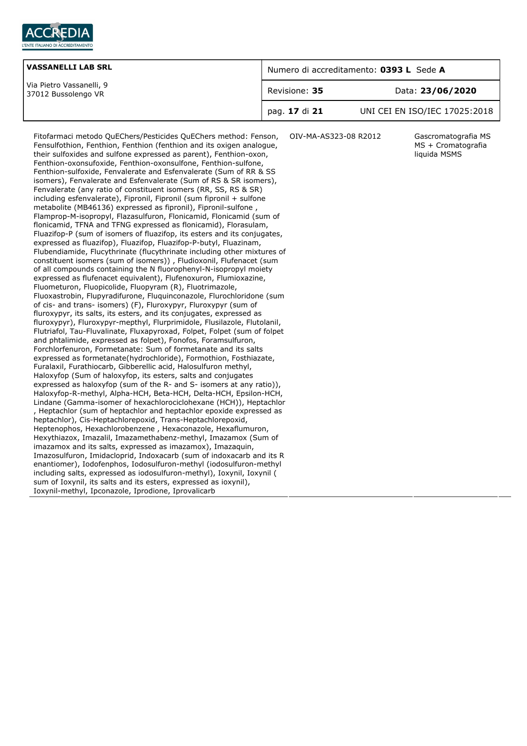| VASSANELLI LAB SRL | Numero di accreditamento: **0393 L** Sede **A** | |
|---|---|---|
| Via Pietro Vassanelli, 9<br>37012 Bussolengo VR | Revisione: **35** | Data: **23/06/2020** |
| | pag. **17** di **21** | UNI CEI EN ISO/IEC 17025:2018 |

| | | |
|---|---|---|
| Fitofarmaci metodo QuEChers/Pesticides QuEChers method: Fenson, Fensulfothion, Fenthion, Fenthion (fenthion and its oxigen analogue, their sulfoxides and sulfone expressed as parent), Fenthion-oxon, Fenthion-oxonsufoxide, Fenthion-oxonsulfone, Fenthion-sulfone, Fenthion-sulfoxide, Fenvalerate and Esfenvalerate (Sum of RR & SS isomers), Fenvalerate and Esfenvalerate (Sum of RS & SR isomers), Fenvalerate (any ratio of constituent isomers (RR, SS, RS & SR) including esfenvalerate), Fipronil, Fipronil (sum fipronil + sulfone metabolite (MB46136) expressed as fipronil), Fipronil-sulfone , Flamprop-M-isopropyl, Flazasulfuron, Flonicamid, Flonicamid (sum of flonicamid, TFNA and TFNG expressed as flonicamid), Florasulam, Fluazifop-P (sum of isomers of fluazifop, its esters and its conjugates, expressed as fluazifop), Fluazifop, Fluazifop-P-butyl, Fluazinam, Flubendiamide, Flucythrinate (flucythrinate including other mixtures of constituent isomers (sum of isomers)) , Fludioxonil, Flufenacet (sum of all compounds containing the N fluorophenyl-N-isopropyl moiety expressed as flufenacet equivalent), Flufenoxuron, Flumioxazine, Fluometuron, Fluopicolide, Fluopyram (R), Fluotrimazole, Fluoxastrobin, Flupyradifurone, Fluquinconazole, Flurochloridone (sum of cis- and trans- isomers) (F), Fluroxypyr, Fluroxypyr (sum of fluroxypyr, its salts, its esters, and its conjugates, expressed as fluroxypyr), Fluroxypyr-mepthyl, Flurprimidole, Flusilazole, Flutolanil, Flutriafol, Tau-Fluvalinate, Fluxapyroxad, Folpet, Folpet (sum of folpet and phtalimide, expressed as folpet), Fonofos, Foramsulfuron, Forchlorfenuron, Formetanate: Sum of formetanate and its salts expressed as formetanate(hydrochloride), Formothion, Fosthiazate, Furalaxil, Furathiocarb, Gibberellic acid, Halosulfuron methyl, Haloxyfop (Sum of haloxyfop, its esters, salts and conjugates expressed as haloxyfop (sum of the R- and S- isomers at any ratio)), Haloxyfop-R-methyl, Alpha-HCH, Beta-HCH, Delta-HCH, Epsilon-HCH, Lindane (Gamma-isomer of hexachlorociclohexane (HCH)), Heptachlor , Heptachlor (sum of heptachlor and heptachlor epoxide expressed as heptachlor), Cis-Heptachlorepoxid, Trans-Heptachlorepoxid, Heptenophos, Hexachlorobenzene , Hexaconazole, Hexaflumuron, Hexythiazox, Imazalil, Imazamethabenz-methyl, Imazamox (Sum of imazamox and its salts, expressed as imazamox), Imazaquin, Imazosulfuron, Imidacloprid, Indoxacarb (sum of indoxacarb and its R enantiomer), Iodofenphos, Iodosulfuron-methyl (iodosulfuron-methyl including salts, expressed as iodosulfuron-methyl), Ioxynil, Ioxynil ( sum of Ioxynil, its salts and its esters, expressed as ioxynil), Ioxynil-methyl, Ipconazole, Iprodione, Iprovalicarb | OIV-MA-AS323-08 R2012 | Gascromatografia MS MS + Cromatografia liquida MSMS |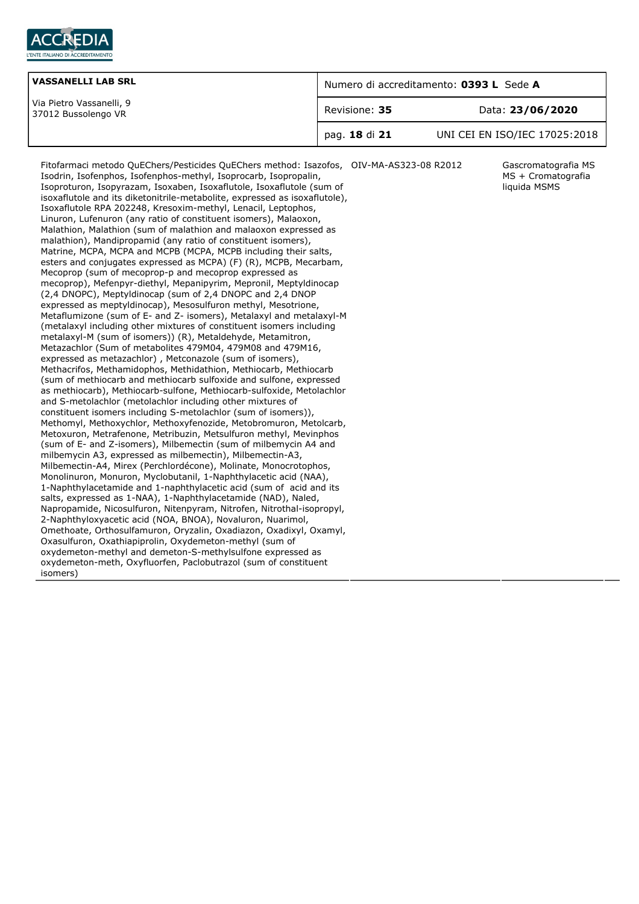| | | |
|---|---|---|
| Fitofarmaci metodo QuEChers/Pesticides QuEChers method: Isazofos, Isodrin, Isofenphos, Isofenphos-methyl, Isoprocarb, Isopropalin, Isoproturon, Isopyrazam, Isoxaben, Isoxaflutole, Isoxaflutole (sum of isoxaflutole and its diketonitrile-metabolite, expressed as isoxaflutole), Isoxaflutole RPA 202248, Kresoxim-methyl, Lenacil, Leptophos, Linuron, Lufenuron (any ratio of constituent isomers), Malaoxon, Malathion, Malathion (sum of malathion and malaoxon expressed as malathion), Mandipropamid (any ratio of constituent isomers), Matrine, MCPA, MCPA and MCPB (MCPA, MCPB including their salts, esters and conjugates expressed as MCPA) (F) (R), MCPB, Mecarbam, Mecoprop (sum of mecoprop-p and mecoprop expressed as mecoprop), Mefenpyr-diethyl, Mepanipyrim, Mepronil, Meptyldinocap (2,4 DNOPC), Meptyldinocap (sum of 2,4 DNOPC and 2,4 DNOP expressed as meptyldinocap), Mesosulfuron methyl, Mesotrione, Metaflumizone (sum of E- and Z- isomers), Metalaxyl and metalaxyl-M (metalaxyl including other mixtures of constituent isomers including metalaxyl-M (sum of isomers)) (R), Metaldehyde, Metamitron, Metazachlor (Sum of metabolites 479M04, 479M08 and 479M16, expressed as metazachlor) , Metconazole (sum of isomers), Methacrifos, Methamidophos, Methidathion, Methiocarb, Methiocarb (sum of methiocarb and methiocarb sulfoxide and sulfone, expressed as methiocarb), Methiocarb-sulfone, Methiocarb-sulfoxide, Metolachlor and S-metolachlor (metolachlor including other mixtures of constituent isomers including S-metolachlor (sum of isomers)), Methomyl, Methoxychlor, Methoxyfenozide, Metobromuron, Metolcarb, Metoxuron, Metrafenone, Metribuzin, Metsulfuron methyl, Mevinphos (sum of E- and Z-isomers), Milbemectin (sum of milbemycin A4 and milbemycin A3, expressed as milbemectin), Milbemectin-A3, Milbemectin-A4, Mirex (Perchlordécone), Molinate, Monocrotophos, Monolinuron, Monuron, Myclobutanil, 1-Naphthylacetic acid (NAA), 1-Naphthylacetamide and 1-naphthylacetic acid (sum of acid and its salts, expressed as 1-NAA), 1-Naphthylacetamide (NAD), Naled, Napropamide, Nicosulfuron, Nitenpyram, Nitrofen, Nitrothal-isopropyl, 2-Naphthyloxyacetic acid (NOA, BNOA), Novaluron, Nuarimol, Omethoate, Orthosulfamuron, Oryzalin, Oxadiazon, Oxadixyl, Oxamyl, Oxasulfuron, Oxathiapiprolin, Oxydemeton-methyl (sum of oxydemeton-methyl and demeton-S-methylsulfone expressed as oxydemeton-meth, Oxyfluorfen, Paclobutrazol (sum of constituent isomers) | OIV-MA-AS323-08 R2012 | Gascromatografia MS MS + Cromatografia liquida MSMS |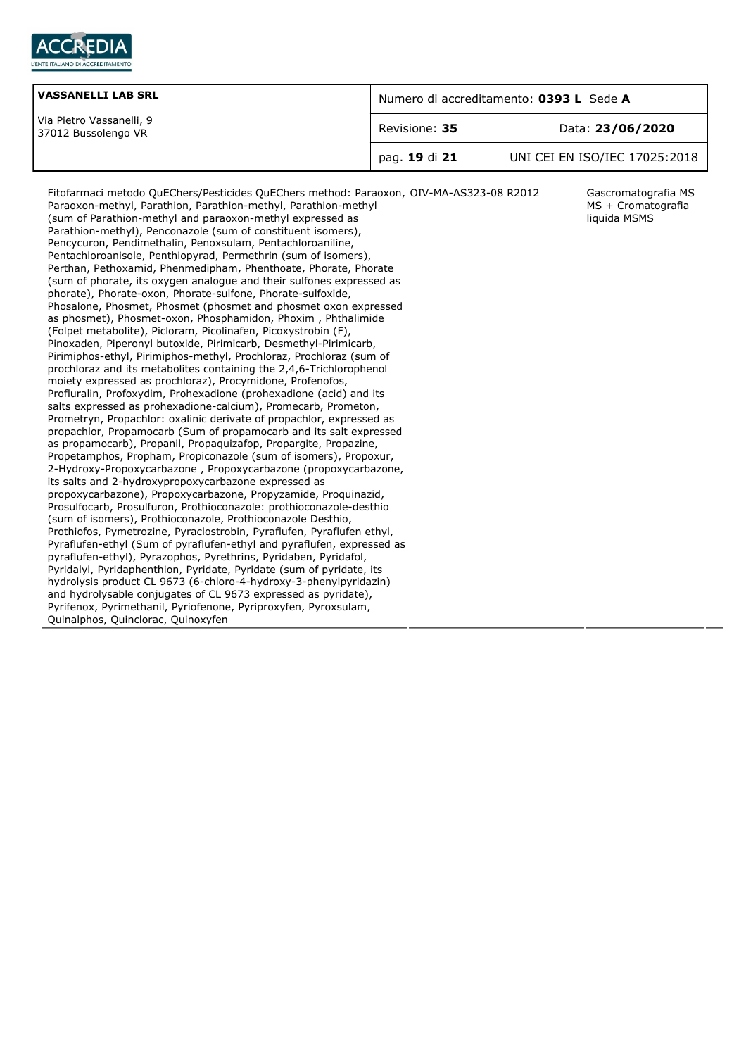| VASSANELLI LAB SRL<br>Via Pietro Vassanelli, 9<br>37012 Bussolengo VR | Numero di accreditamento: **0393 L** Sede **A** | |
|---|---|---|
| | Revisione: **35** | Data: **23/06/2020** |
| | pag. **19** di **21** | UNI CEI EN ISO/IEC 17025:2018 |

| | | |
|---|---|---|
| Fitofarmaci metodo QuEChers/Pesticides QuEChers method: Paraoxon, Paraoxon-methyl, Parathion, Parathion-methyl, Parathion-methyl (sum of Parathion-methyl and paraoxon-methyl expressed as Parathion-methyl), Penconazole (sum of constituent isomers), Pencycuron, Pendimethalin, Penoxsulam, Pentachloroaniline, Pentachloroanisole, Penthiopyrad, Permethrin (sum of isomers), Perthan, Pethoxamid, Phenmedipham, Phenthoate, Phorate, Phorate (sum of phorate, its oxygen analogue and their sulfones expressed as phorate), Phorate-oxon, Phorate-sulfone, Phorate-sulfoxide, Phosalone, Phosmet, Phosmet (phosmet and phosmet oxon expressed as phosmet), Phosmet-oxon, Phosphamidon, Phoxim , Phthalimide (Folpet metabolite), Picloram, Picolinafen, Picoxystrobin (F), Pinoxaden, Piperonyl butoxide, Pirimicarb, Desmethyl-Pirimicarb, Pirimiphos-ethyl, Pirimiphos-methyl, Prochloraz, Prochloraz (sum of prochloraz and its metabolites containing the 2,4,6-Trichlorophenol moiety expressed as prochloraz), Procymidone, Profenofos, Profluralin, Profoxydim, Prohexadione (prohexadione (acid) and its salts expressed as prohexadione-calcium), Promecarb, Prometon, Prometryn, Propachlor: oxalinic derivate of propachlor, expressed as propachlor, Propamocarb (Sum of propamocarb and its salt expressed as propamocarb), Propanil, Propaquizafop, Propargite, Propazine, Propetamphos, Propham, Propiconazole (sum of isomers), Propoxur, 2-Hydroxy-Propoxycarbazone , Propoxycarbazone (propoxycarbazone, its salts and 2-hydroxypropoxycarbazone expressed as propoxycarbazone), Propoxycarbazone, Propyzamide, Proquinazid, Prosulfocarb, Prosulfuron, Prothioconazole: prothioconazole-desthio (sum of isomers), Prothioconazole, Prothioconazole Desthio, Prothiofos, Pymetrozine, Pyraclostrobin, Pyraflufen, Pyraflufen ethyl, Pyraflufen-ethyl (Sum of pyraflufen-ethyl and pyraflufen, expressed as pyraflufen-ethyl), Pyrazophos, Pyrethrins, Pyridaben, Pyridafol, Pyridalyl, Pyridaphenthion, Pyridate, Pyridate (sum of pyridate, its hydrolysis product CL 9673 (6-chloro-4-hydroxy-3-phenylpyridazin) and hydrolysable conjugates of CL 9673 expressed as pyridate), Pyrifenox, Pyrimethanil, Pyriofenone, Pyriproxyfen, Pyroxsulam, Quinalphos, Quinclorac, Quinoxyfen | OIV-MA-AS323-08 R2012 | Gascromatografia MS MS + Cromatografia liquida MSMS |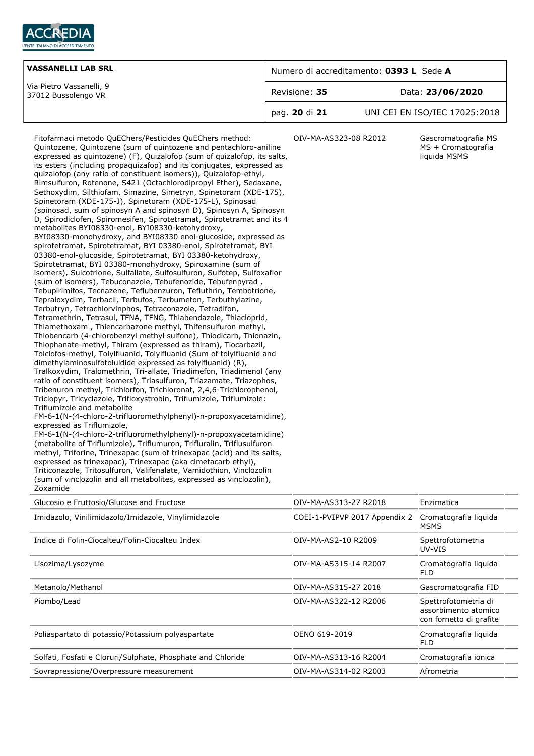| | | |
|---|---|---|
| Fitofarmaci metodo QuEChers/Pesticides QuEChers method: Quintozene, Quintozene (sum of quintozene and pentachloro-aniline expressed as quintozene) (F), Quizalofop (sum of quizalofop, its salts, its esters (including propaquizafop) and its conjugates, expressed as quizalofop (any ratio of constituent isomers)), Quizalofop-ethyl, Rimsulfuron, Rotenone, S421 (Octachlorodipropyl Ether), Sedaxane, Sethoxydim, Silthiofam, Simazine, Simetryn, Spinetoram (XDE-175), Spinetoram (XDE-175-J), Spinetoram (XDE-175-L), Spinosad (spinosad, sum of spinosyn A and spinosyn D), Spinosyn A, Spinosyn D, Spirodiclofen, Spiromesifen, Spirotetramat, Spirotetramat and its 4 metabolites BYI08330-enol, BYI08330-ketohydroxy, BYI08330-monohydroxy, and BYI08330 enol-glucoside, expressed as spirotetramat, Spirotetramat, BYI 03380-enol, Spirotetramat, BYI 03380-enol-glucoside, Spirotetramat, BYI 03380-ketohydroxy, Spirotetramat, BYI 03380-monohydroxy, Spiroxamine (sum of isomers), Sulcotrione, Sulfallate, Sulfosulfuron, Sulfotep, Sulfoxaflor (sum of isomers), Tebuconazole, Tebufenozide, Tebufenpyrad , Tebupirimifos, Tecnazene, Teflubenzuron, Tefluthrin, Tembotrione, Tepraloxydim, Terbacil, Terbufos, Terbumeton, Terbuthylazine, Terbutryn, Tetrachlorvinphos, Tetraconazole, Tetradifon, Tetramethrin, Tetrasul, TFNA, TFNG, Thiabendazole, Thiacloprid, Thiamethoxam , Thiencarbazone methyl, Thifensulfuron methyl, Thiobencarb (4-chlorobenzyl methyl sulfone), Thiodicarb, Thionazin, Thiophanate-methyl, Thiram (expressed as thiram), Tiocarbazil, Tolclofos-methyl, Tolylfluanid, Tolylfluanid (Sum of tolylfluanid and dimethylaminosulfotoluidide expressed as tolylfluanid) (R), Tralkoxydim, Tralomethrin, Tri-allate, Triadimefon, Triadimenol (any ratio of constituent isomers), Triasulfuron, Triazamate, Triazophos, Tribenuron methyl, Trichlorfon, Trichloronat, 2,4,6-Trichlorophenol, Triclopyr, Tricyclazole, Trifloxystrobin, Triflumizole, Triflumizole: Triflumizole and metabolite FM-6-1(N-(4-chloro-2-trifluoromethylphenyl)-n-propoxyacetamidine), expressed as Triflumizole, FM-6-1(N-(4-chloro-2-trifluoromethylphenyl)-n-propoxyacetamidine) (metabolite of Triflumizole), Triflumuron, Trifluralin, Triflusulfuron methyl, Triforine, Trinexapac (sum of trinexapac (acid) and its salts, expressed as trinexapac), Trinexapac (aka cimetacarb ethyl), Triticonazole, Tritosulfuron, Valifenalate, Vamidothion, Vinclozolin (sum of vinclozolin and all metabolites, expressed as vinclozolin), Zoxamide | OIV-MA-AS323-08 R2012 | Gascromatografia MS MS + Cromatografia liquida MSMS |
| Glucosio e Fruttosio/Glucose and Fructose | OIV-MA-AS313-27 R2018 | Enzimatica |
| Imidazolo, Vinilimidazolo/Imidazole, Vinylimidazole | COEI-1-PVIPVP 2017 Appendix 2 | Cromatografia liquida MSMS |
| Indice di Folin-Ciocalteu/Folin-Ciocalteu Index | OIV-MA-AS2-10 R2009 | Spettrofotometria UV-VIS |
| Lisozima/Lysozyme | OIV-MA-AS315-14 R2007 | Cromatografia liquida FLD |
| Metanolo/Methanol | OIV-MA-AS315-27 2018 | Gascromatografia FID |
| Piombo/Lead | OIV-MA-AS322-12 R2006 | Spettrofotometria di assorbimento atomico con fornetto di grafite |
| Poliaspartato di potassio/Potassium polyaspartate | OENO 619-2019 | Cromatografia liquida FLD |
| Solfati, Fosfati e Cloruri/Sulphate, Phosphate and Chloride | OIV-MA-AS313-16 R2004 | Cromatografia ionica |
| Sovrapressione/Overpressure measurement | OIV-MA-AS314-02 R2003 | Afrometria |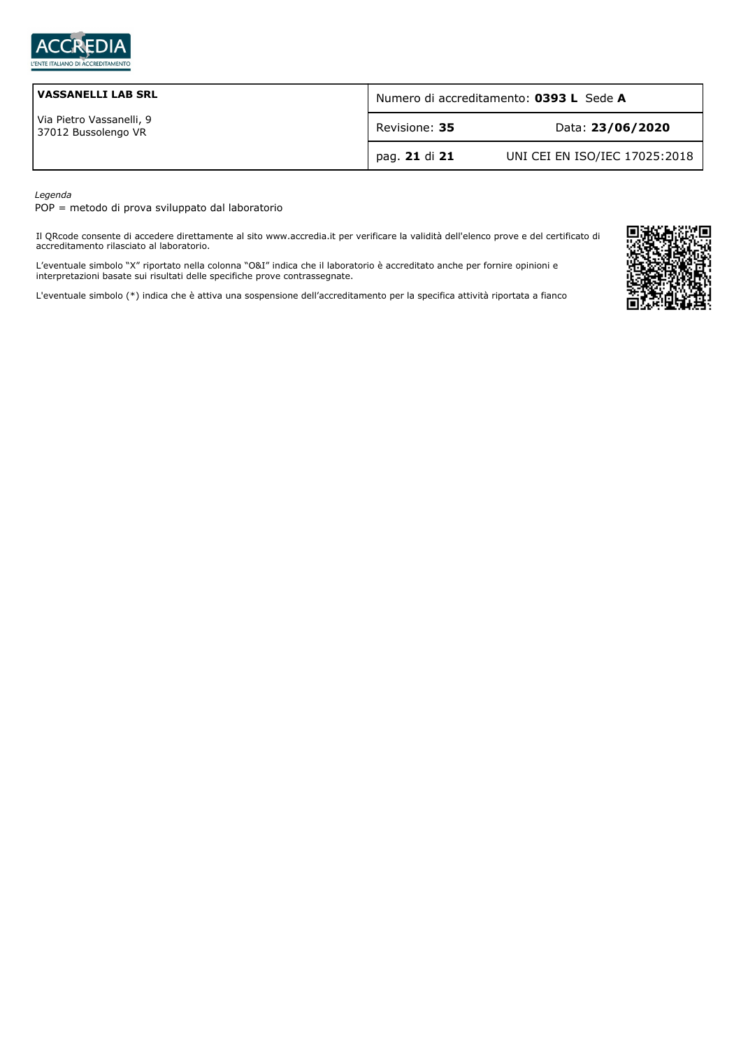*Legenda*

POP = metodo di prova sviluppato dal laboratorio

Il QRcode consente di accedere direttamente al sito www.accredia.it per verificare la validità dell'elenco prove e del certificato di accreditamento rilasciato al laboratorio.

L'eventuale simbolo "X" riportato nella colonna "O&I" indica che il laboratorio è accreditato anche per fornire opinioni e interpretazioni basate sui risultati delle specifiche prove contrassegnate.

L'eventuale simbolo (*) indica che è attiva una sospensione dell'accreditamento per la specifica attività riportata a fianco